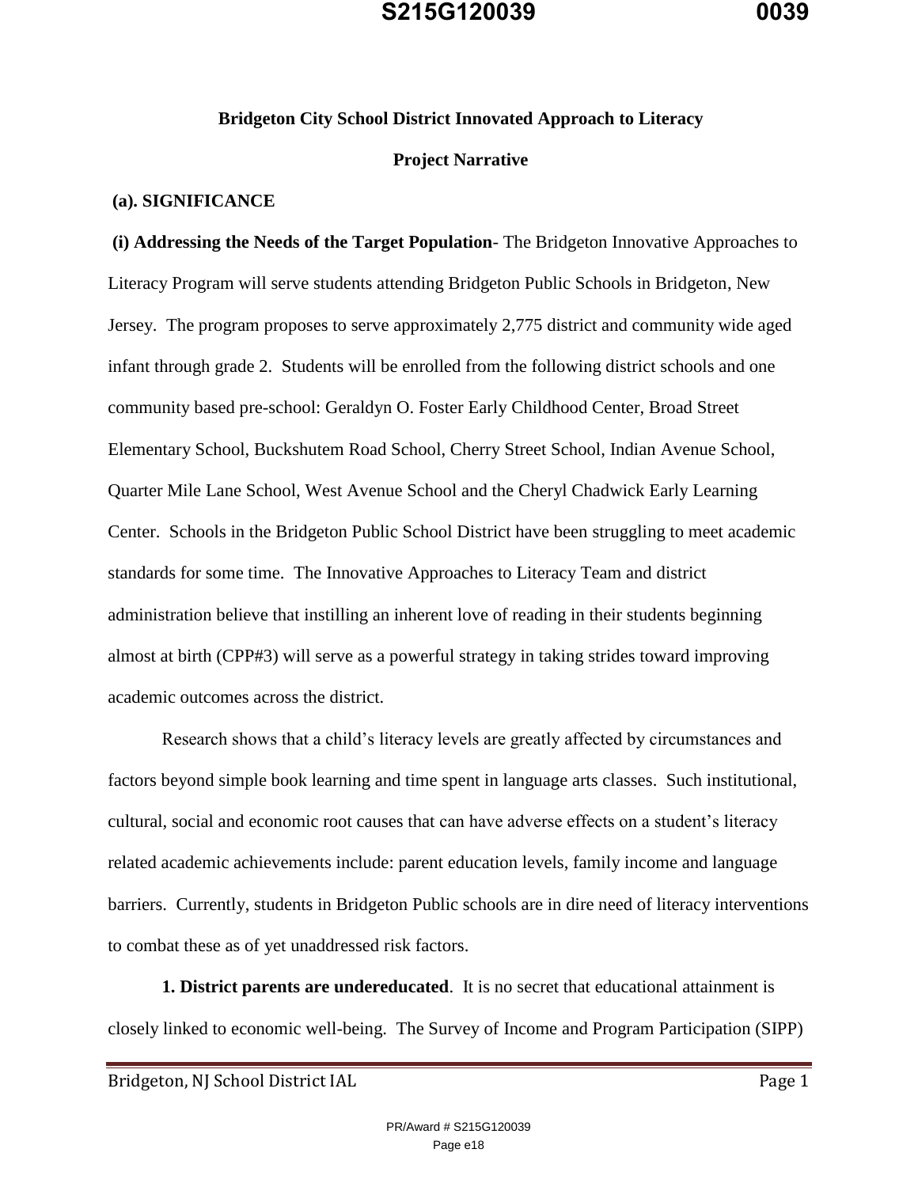## Bridgeton City School District Innovated Approach to Literacy

### Project Narrative

**(a). SIGNIFICANCE**

**(i) Addressing the Needs of the Target Population**- The Bridgeton Innovative Approaches to Literacy Program will serve students attending Bridgeton Public Schools in Bridgeton, New Jersey. The program proposes to serve approximately 2,775 district and community wide aged infant through grade 2. Students will be enrolled from the following district schools and one community based pre-school: Geraldyn O. Foster Early Childhood Center, Broad Street Elementary School, Buckshutem Road School, Cherry Street School, Indian Avenue School, Quarter Mile Lane School, West Avenue School and the Cheryl Chadwick Early Learning Center. Schools in the Bridgeton Public School District have been struggling to meet academic standards for some time. The Innovative Approaches to Literacy Team and district administration believe that instilling an inherent love of reading in their students beginning almost at birth (CPP#3) will serve as a powerful strategy in taking strides toward improving academic outcomes across the district.

Research shows that a child's literacy levels are greatly affected by circumstances and factors beyond simple book learning and time spent in language arts classes. Such institutional, cultural, social and economic root causes that can have adverse effects on a student's literacy related academic achievements include: parent education levels, family income and language barriers. Currently, students in Bridgeton Public schools are in dire need of literacy interventions to combat these as of yet unaddressed risk factors.

**1. District parents are undereducated**. It is no secret that educational attainment is closely linked to economic well-being. The Survey of Income and Program Participation (SIPP)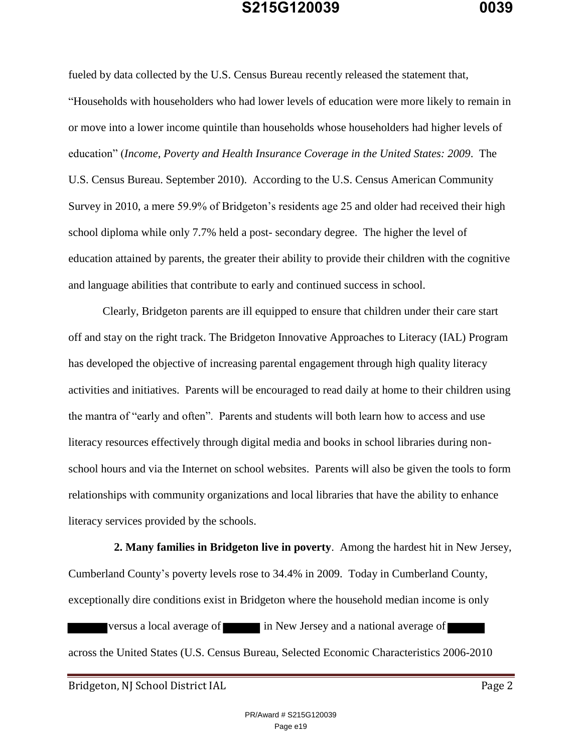fueled by data collected by the U.S. Census Bureau recently released the statement that, "Households with householders who had lower levels of education were more likely to remain in or move into a lower income quintile than households whose householders had higher levels of education" (*Income, Poverty and Health Insurance Coverage in the United States: 2009*. The U.S. Census Bureau. September 2010). According to the U.S. Census American Community Survey in 2010, a mere 59.9% of Bridgeton's residents age 25 and older had received their high school diploma while only 7.7% held a post- secondary degree. The higher the level of education attained by parents, the greater their ability to provide their children with the cognitive and language abilities that contribute to early and continued success in school.

Clearly, Bridgeton parents are ill equipped to ensure that children under their care start off and stay on the right track. The Bridgeton Innovative Approaches to Literacy (IAL) Program has developed the objective of increasing parental engagement through high quality literacy activities and initiatives. Parents will be encouraged to read daily at home to their children using the mantra of "early and often". Parents and students will both learn how to access and use literacy resources effectively through digital media and books in school libraries during non-school hours and via the Internet on school websites. Parents will also be given the tools to form relationships with community organizations and local libraries that have the ability to enhance literacy services provided by the schools.

**2. Many families in Bridgeton live in poverty**. Among the hardest hit in New Jersey, Cumberland County's poverty levels rose to 34.4% in 2009. Today in Cumberland County, exceptionally dire conditions exist in Bridgeton where the household median income is only ██████ versus a local average of ██████ in New Jersey and a national average of ██████ across the United States (U.S. Census Bureau, Selected Economic Characteristics 2006-2010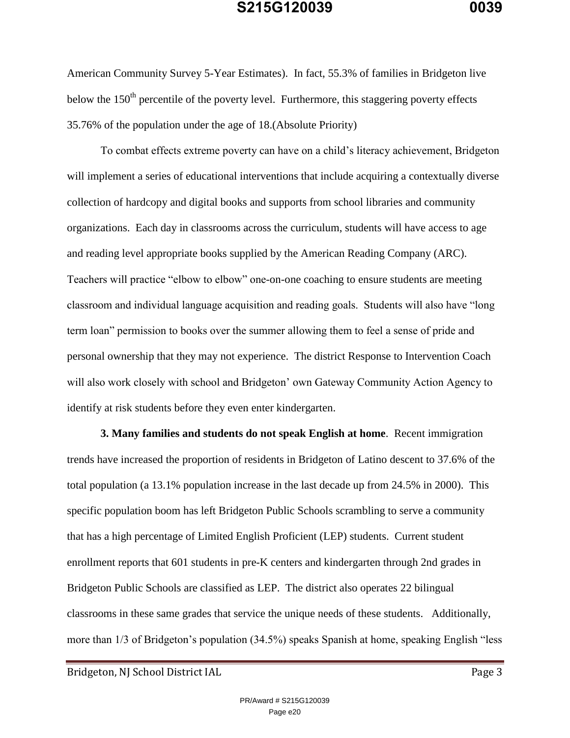American Community Survey 5-Year Estimates). In fact, 55.3% of families in Bridgeton live below the 150th percentile of the poverty level. Furthermore, this staggering poverty effects 35.76% of the population under the age of 18.(Absolute Priority)

To combat effects extreme poverty can have on a child's literacy achievement, Bridgeton will implement a series of educational interventions that include acquiring a contextually diverse collection of hardcopy and digital books and supports from school libraries and community organizations. Each day in classrooms across the curriculum, students will have access to age and reading level appropriate books supplied by the American Reading Company (ARC). Teachers will practice "elbow to elbow" one-on-one coaching to ensure students are meeting classroom and individual language acquisition and reading goals. Students will also have "long term loan" permission to books over the summer allowing them to feel a sense of pride and personal ownership that they may not experience. The district Response to Intervention Coach will also work closely with school and Bridgeton' own Gateway Community Action Agency to identify at risk students before they even enter kindergarten.

**3. Many families and students do not speak English at home**. Recent immigration trends have increased the proportion of residents in Bridgeton of Latino descent to 37.6% of the total population (a 13.1% population increase in the last decade up from 24.5% in 2000). This specific population boom has left Bridgeton Public Schools scrambling to serve a community that has a high percentage of Limited English Proficient (LEP) students. Current student enrollment reports that 601 students in pre-K centers and kindergarten through 2nd grades in Bridgeton Public Schools are classified as LEP. The district also operates 22 bilingual classrooms in these same grades that service the unique needs of these students. Additionally, more than 1/3 of Bridgeton's population (34.5%) speaks Spanish at home, speaking English "less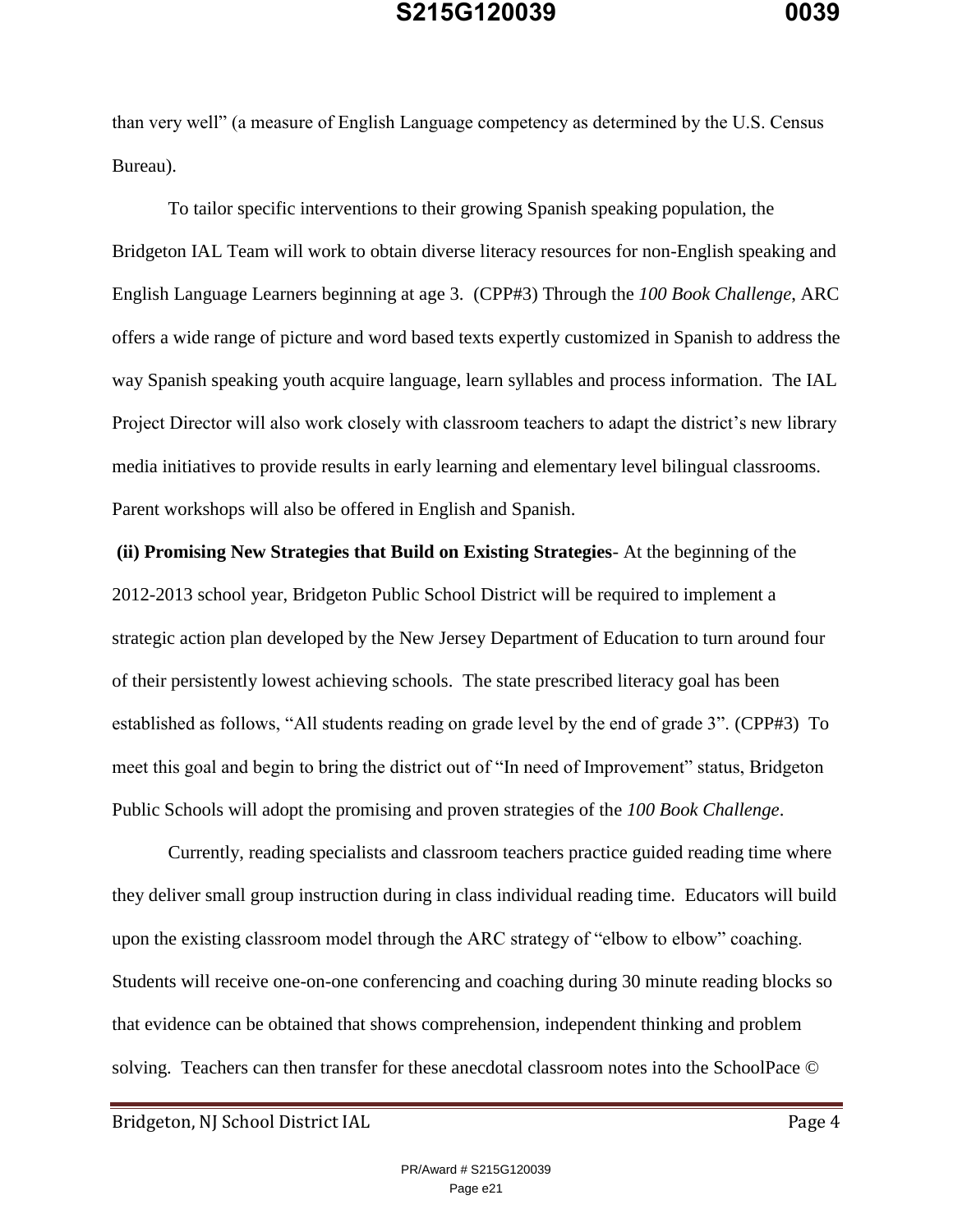than very well" (a measure of English Language competency as determined by the U.S. Census Bureau).

To tailor specific interventions to their growing Spanish speaking population, the Bridgeton IAL Team will work to obtain diverse literacy resources for non-English speaking and English Language Learners beginning at age 3. (CPP#3) Through the *100 Book Challenge*, ARC offers a wide range of picture and word based texts expertly customized in Spanish to address the way Spanish speaking youth acquire language, learn syllables and process information. The IAL Project Director will also work closely with classroom teachers to adapt the district's new library media initiatives to provide results in early learning and elementary level bilingual classrooms. Parent workshops will also be offered in English and Spanish.

**(ii) Promising New Strategies that Build on Existing Strategies**- At the beginning of the 2012-2013 school year, Bridgeton Public School District will be required to implement a strategic action plan developed by the New Jersey Department of Education to turn around four of their persistently lowest achieving schools. The state prescribed literacy goal has been established as follows, "All students reading on grade level by the end of grade 3". (CPP#3) To meet this goal and begin to bring the district out of "In need of Improvement" status, Bridgeton Public Schools will adopt the promising and proven strategies of the *100 Book Challenge*.

Currently, reading specialists and classroom teachers practice guided reading time where they deliver small group instruction during in class individual reading time. Educators will build upon the existing classroom model through the ARC strategy of "elbow to elbow" coaching. Students will receive one-on-one conferencing and coaching during 30 minute reading blocks so that evidence can be obtained that shows comprehension, independent thinking and problem solving. Teachers can then transfer for these anecdotal classroom notes into the SchoolPace ©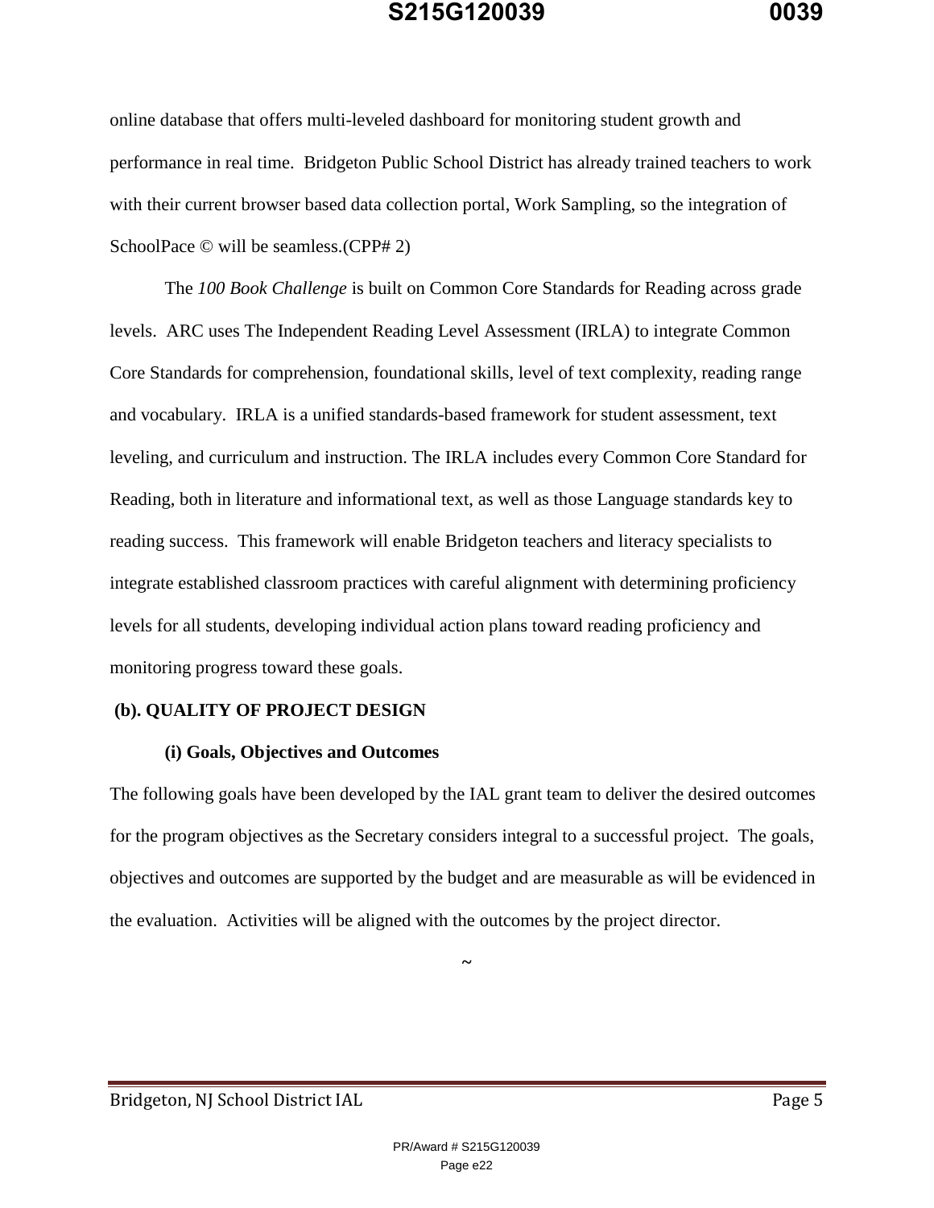online database that offers multi-leveled dashboard for monitoring student growth and performance in real time. Bridgeton Public School District has already trained teachers to work with their current browser based data collection portal, Work Sampling, so the integration of SchoolPace © will be seamless.(CPP# 2)

The *100 Book Challenge* is built on Common Core Standards for Reading across grade levels. ARC uses The Independent Reading Level Assessment (IRLA) to integrate Common Core Standards for comprehension, foundational skills, level of text complexity, reading range and vocabulary. IRLA is a unified standards-based framework for student assessment, text leveling, and curriculum and instruction. The IRLA includes every Common Core Standard for Reading, both in literature and informational text, as well as those Language standards key to reading success. This framework will enable Bridgeton teachers and literacy specialists to integrate established classroom practices with careful alignment with determining proficiency levels for all students, developing individual action plans toward reading proficiency and monitoring progress toward these goals.

## (b). QUALITY OF PROJECT DESIGN

### (i) Goals, Objectives and Outcomes

The following goals have been developed by the IAL grant team to deliver the desired outcomes for the program objectives as the Secretary considers integral to a successful project. The goals, objectives and outcomes are supported by the budget and are measurable as will be evidenced in the evaluation. Activities will be aligned with the outcomes by the project director.

~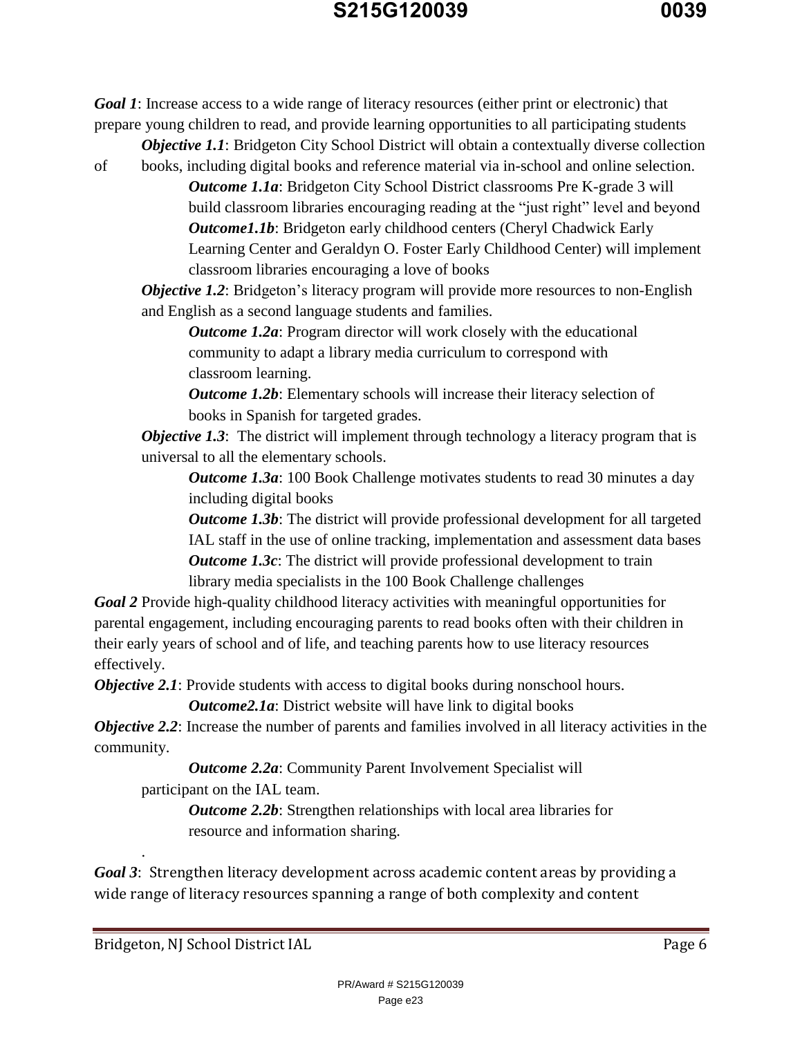***Goal 1***: Increase access to a wide range of literacy resources (either print or electronic) that prepare young children to read, and provide learning opportunities to all participating students

***Objective 1.1***: Bridgeton City School District will obtain a contextually diverse collection of books, including digital books and reference material via in-school and online selection.

***Outcome 1.1a***: Bridgeton City School District classrooms Pre K-grade 3 will build classroom libraries encouraging reading at the "just right" level and beyond

***Outcome1.1b***: Bridgeton early childhood centers (Cheryl Chadwick Early Learning Center and Geraldyn O. Foster Early Childhood Center) will implement classroom libraries encouraging a love of books

***Objective 1.2***: Bridgeton's literacy program will provide more resources to non-English and English as a second language students and families.

***Outcome 1.2a***: Program director will work closely with the educational community to adapt a library media curriculum to correspond with classroom learning.

***Outcome 1.2b***: Elementary schools will increase their literacy selection of books in Spanish for targeted grades.

***Objective 1.3***: The district will implement through technology a literacy program that is universal to all the elementary schools.

***Outcome 1.3a***: 100 Book Challenge motivates students to read 30 minutes a day including digital books

***Outcome 1.3b***: The district will provide professional development for all targeted IAL staff in the use of online tracking, implementation and assessment data bases

***Outcome 1.3c***: The district will provide professional development to train library media specialists in the 100 Book Challenge challenges

***Goal 2*** Provide high-quality childhood literacy activities with meaningful opportunities for parental engagement, including encouraging parents to read books often with their children in their early years of school and of life, and teaching parents how to use literacy resources effectively.

***Objective 2.1***: Provide students with access to digital books during nonschool hours.

***Outcome2.1a***: District website will have link to digital books

***Objective 2.2***: Increase the number of parents and families involved in all literacy activities in the community.

***Outcome 2.2a***: Community Parent Involvement Specialist will participant on the IAL team.

***Outcome 2.2b***: Strengthen relationships with local area libraries for resource and information sharing.

.

***Goal 3***: Strengthen literacy development across academic content areas by providing a wide range of literacy resources spanning a range of both complexity and content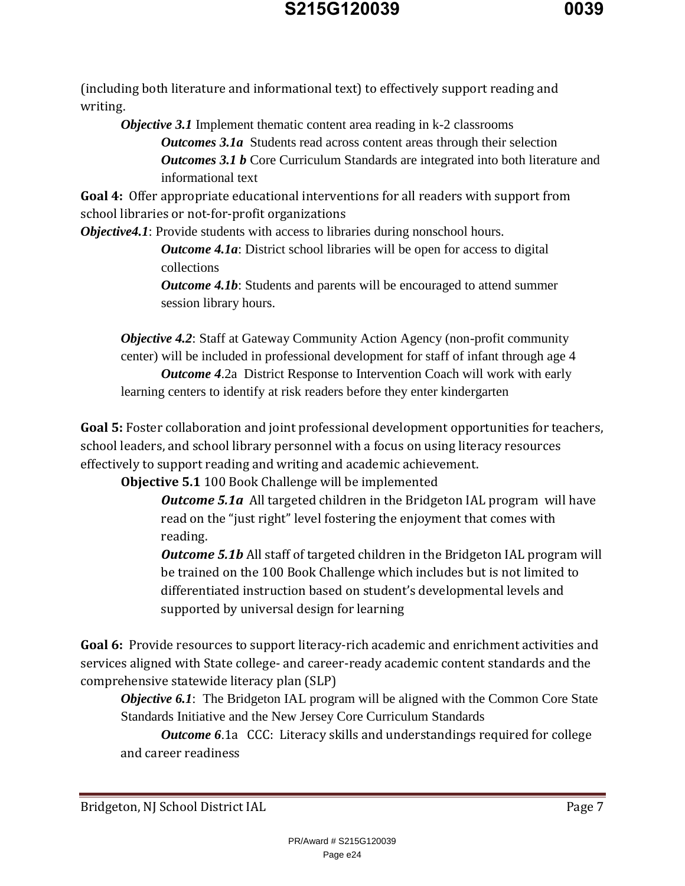(including both literature and informational text) to effectively support reading and writing.

***Objective 3.1*** Implement thematic content area reading in k-2 classrooms

***Outcomes 3.1a*** Students read across content areas through their selection

***Outcomes 3.1 b*** Core Curriculum Standards are integrated into both literature and informational text

**Goal 4:** Offer appropriate educational interventions for all readers with support from school libraries or not-for-profit organizations

***Objective4.1***: Provide students with access to libraries during nonschool hours.

***Outcome 4.1a***: District school libraries will be open for access to digital collections

***Outcome 4.1b***: Students and parents will be encouraged to attend summer session library hours.

***Objective 4.2***: Staff at Gateway Community Action Agency (non-profit community center) will be included in professional development for staff of infant through age 4

***Outcome 4***.2a District Response to Intervention Coach will work with early learning centers to identify at risk readers before they enter kindergarten

**Goal 5:** Foster collaboration and joint professional development opportunities for teachers, school leaders, and school library personnel with a focus on using literacy resources effectively to support reading and writing and academic achievement.

**Objective 5.1** 100 Book Challenge will be implemented

***Outcome 5.1a*** All targeted children in the Bridgeton IAL program will have read on the "just right" level fostering the enjoyment that comes with reading.

***Outcome 5.1b*** All staff of targeted children in the Bridgeton IAL program will be trained on the 100 Book Challenge which includes but is not limited to differentiated instruction based on student's developmental levels and supported by universal design for learning

**Goal 6:** Provide resources to support literacy-rich academic and enrichment activities and services aligned with State college- and career-ready academic content standards and the comprehensive statewide literacy plan (SLP)

***Objective 6.1***: The Bridgeton IAL program will be aligned with the Common Core State Standards Initiative and the New Jersey Core Curriculum Standards

***Outcome 6***.1a CCC: Literacy skills and understandings required for college and career readiness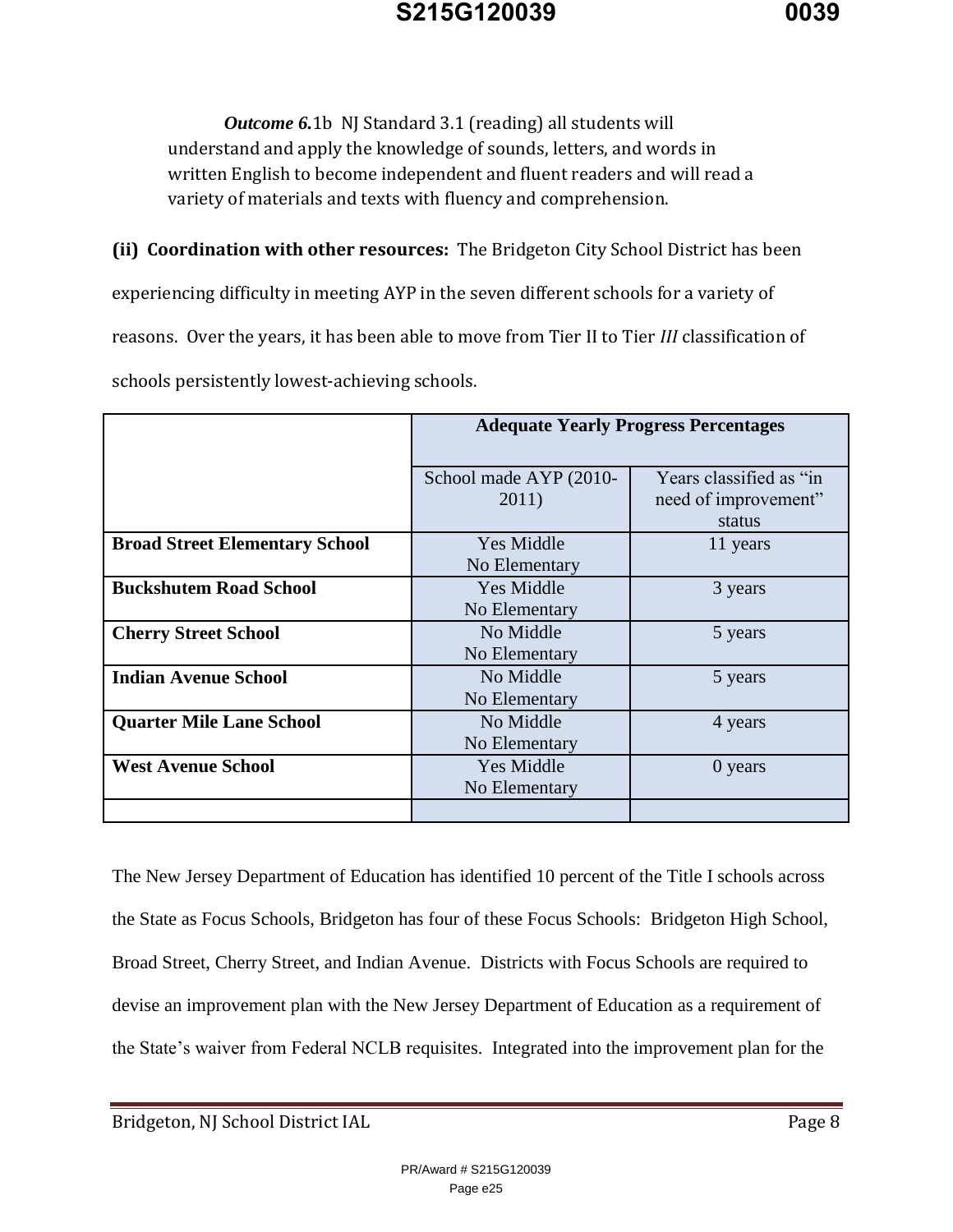*Outcome 6.*1b NJ Standard 3.1 (reading) all students will understand and apply the knowledge of sounds, letters, and words in written English to become independent and fluent readers and will read a variety of materials and texts with fluency and comprehension.

**(ii) Coordination with other resources:** The Bridgeton City School District has been experiencing difficulty in meeting AYP in the seven different schools for a variety of reasons. Over the years, it has been able to move from Tier II to Tier *III* classification of schools persistently lowest-achieving schools.

| | Adequate Yearly Progress Percentages | |
|---|---|---|
| | School made AYP (2010-2011) | Years classified as "in need of improvement" status |
| **Broad Street Elementary School** | Yes Middle<br>No Elementary | 11 years |
| **Buckshutem Road School** | Yes Middle<br>No Elementary | 3 years |
| **Cherry Street School** | No Middle<br>No Elementary | 5 years |
| **Indian Avenue School** | No Middle<br>No Elementary | 5 years |
| **Quarter Mile Lane School** | No Middle<br>No Elementary | 4 years |
| **West Avenue School** | Yes Middle<br>No Elementary | 0 years |
| | | |

The New Jersey Department of Education has identified 10 percent of the Title I schools across the State as Focus Schools, Bridgeton has four of these Focus Schools: Bridgeton High School, Broad Street, Cherry Street, and Indian Avenue. Districts with Focus Schools are required to devise an improvement plan with the New Jersey Department of Education as a requirement of the State's waiver from Federal NCLB requisites. Integrated into the improvement plan for the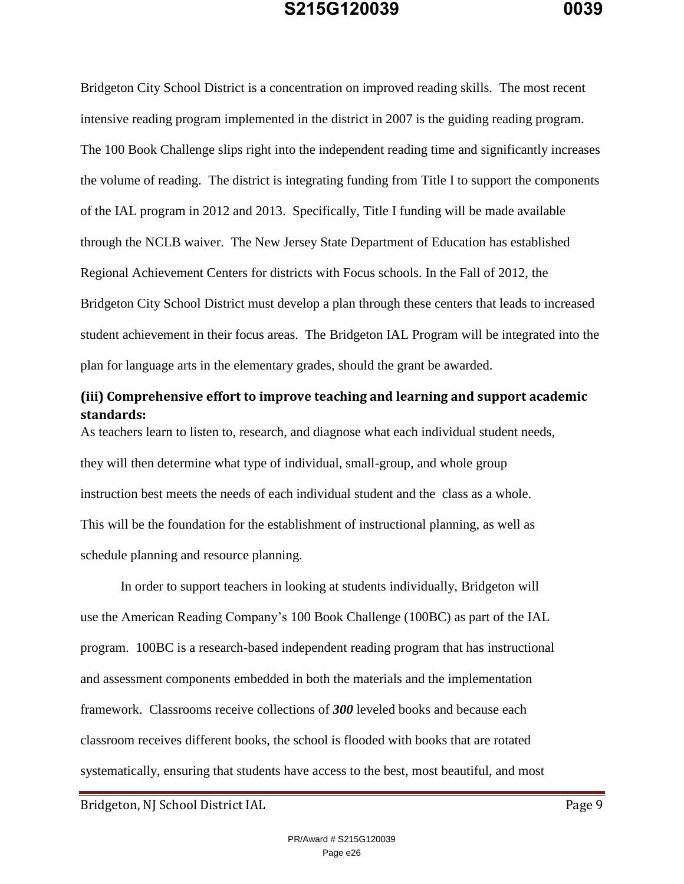Bridgeton City School District is a concentration on improved reading skills. The most recent intensive reading program implemented in the district in 2007 is the guiding reading program. The 100 Book Challenge slips right into the independent reading time and significantly increases the volume of reading. The district is integrating funding from Title I to support the components of the IAL program in 2012 and 2013. Specifically, Title I funding will be made available through the NCLB waiver. The New Jersey State Department of Education has established Regional Achievement Centers for districts with Focus schools. In the Fall of 2012, the Bridgeton City School District must develop a plan through these centers that leads to increased student achievement in their focus areas. The Bridgeton IAL Program will be integrated into the plan for language arts in the elementary grades, should the grant be awarded.

### (iii) Comprehensive effort to improve teaching and learning and support academic standards:

As teachers learn to listen to, research, and diagnose what each individual student needs, they will then determine what type of individual, small-group, and whole group instruction best meets the needs of each individual student and the class as a whole. This will be the foundation for the establishment of instructional planning, as well as schedule planning and resource planning.

In order to support teachers in looking at students individually, Bridgeton will use the American Reading Company's 100 Book Challenge (100BC) as part of the IAL program. 100BC is a research-based independent reading program that has instructional and assessment components embedded in both the materials and the implementation framework. Classrooms receive collections of ***300*** leveled books and because each classroom receives different books, the school is flooded with books that are rotated systematically, ensuring that students have access to the best, most beautiful, and most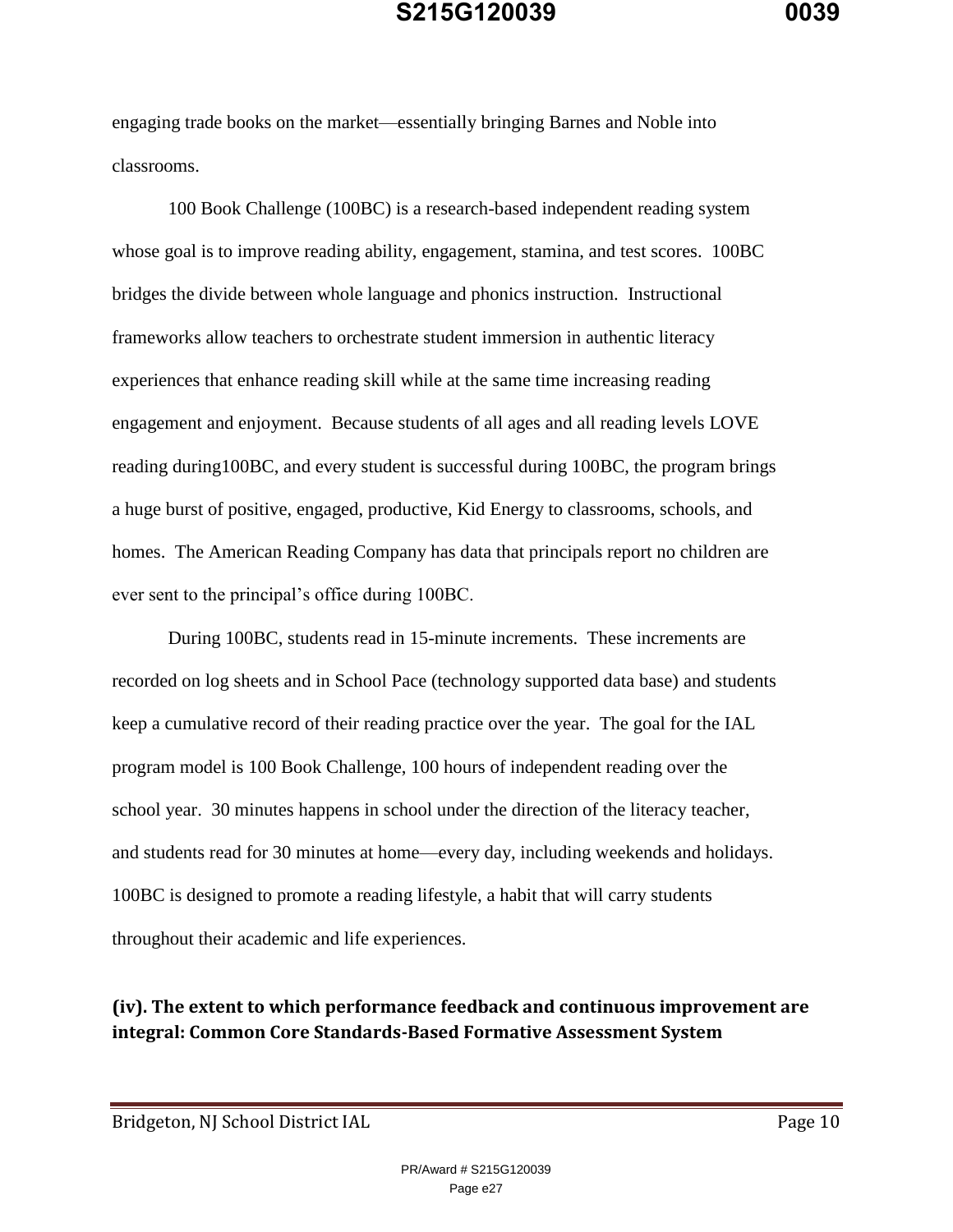engaging trade books on the market—essentially bringing Barnes and Noble into classrooms.

100 Book Challenge (100BC) is a research-based independent reading system whose goal is to improve reading ability, engagement, stamina, and test scores. 100BC bridges the divide between whole language and phonics instruction. Instructional frameworks allow teachers to orchestrate student immersion in authentic literacy experiences that enhance reading skill while at the same time increasing reading engagement and enjoyment. Because students of all ages and all reading levels LOVE reading during100BC, and every student is successful during 100BC, the program brings a huge burst of positive, engaged, productive, Kid Energy to classrooms, schools, and homes. The American Reading Company has data that principals report no children are ever sent to the principal's office during 100BC.

During 100BC, students read in 15-minute increments. These increments are recorded on log sheets and in School Pace (technology supported data base) and students keep a cumulative record of their reading practice over the year. The goal for the IAL program model is 100 Book Challenge, 100 hours of independent reading over the school year. 30 minutes happens in school under the direction of the literacy teacher, and students read for 30 minutes at home—every day, including weekends and holidays. 100BC is designed to promote a reading lifestyle, a habit that will carry students throughout their academic and life experiences.

**(iv). The extent to which performance feedback and continuous improvement are integral: Common Core Standards-Based Formative Assessment System**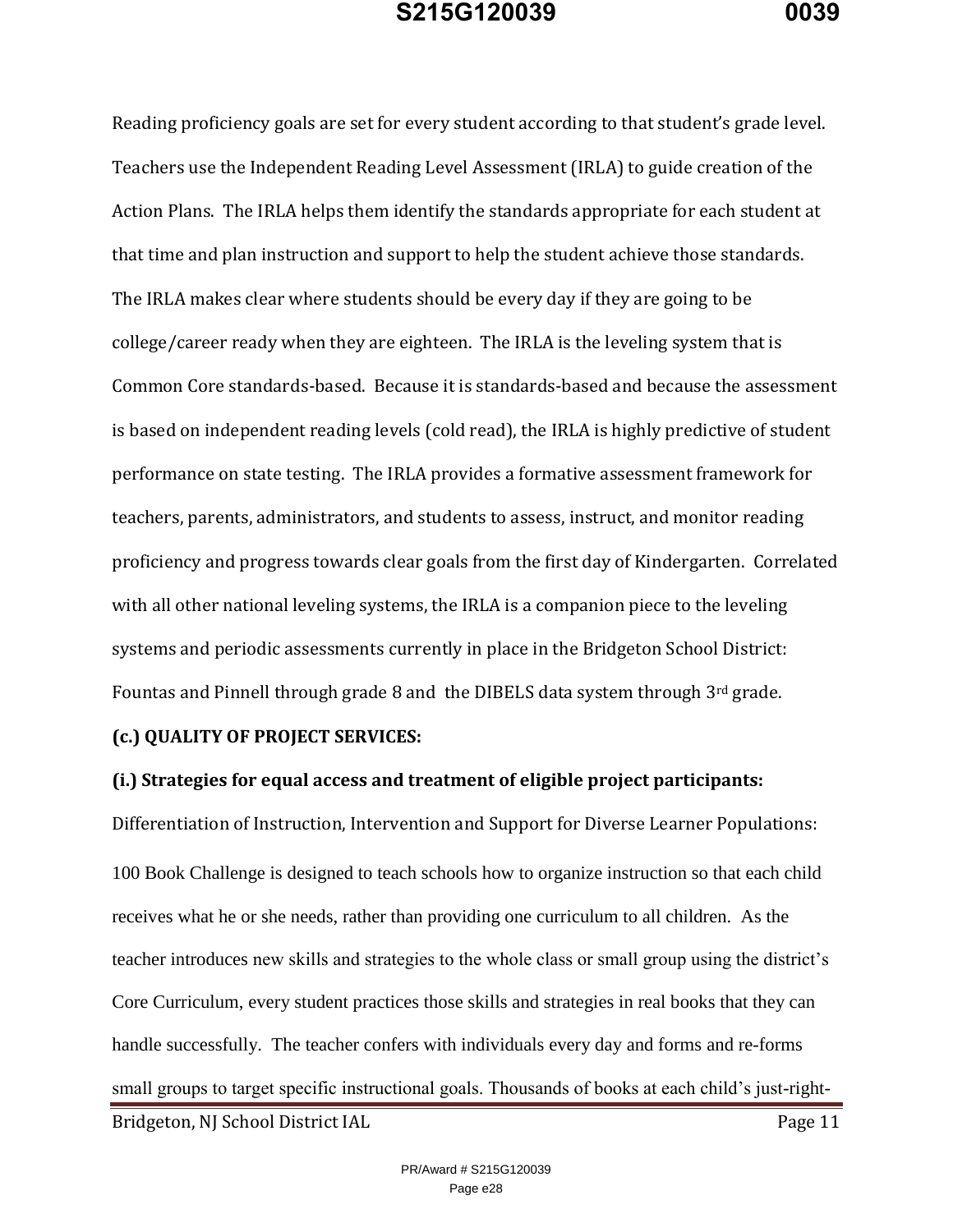Reading proficiency goals are set for every student according to that student's grade level. Teachers use the Independent Reading Level Assessment (IRLA) to guide creation of the Action Plans. The IRLA helps them identify the standards appropriate for each student at that time and plan instruction and support to help the student achieve those standards. The IRLA makes clear where students should be every day if they are going to be college/career ready when they are eighteen. The IRLA is the leveling system that is Common Core standards-based. Because it is standards-based and because the assessment is based on independent reading levels (cold read), the IRLA is highly predictive of student performance on state testing. The IRLA provides a formative assessment framework for teachers, parents, administrators, and students to assess, instruct, and monitor reading proficiency and progress towards clear goals from the first day of Kindergarten. Correlated with all other national leveling systems, the IRLA is a companion piece to the leveling systems and periodic assessments currently in place in the Bridgeton School District: Fountas and Pinnell through grade 8 and the DIBELS data system through 3rd grade.

**(c.) QUALITY OF PROJECT SERVICES:**

**(i.) Strategies for equal access and treatment of eligible project participants:**

Differentiation of Instruction, Intervention and Support for Diverse Learner Populations:

100 Book Challenge is designed to teach schools how to organize instruction so that each child receives what he or she needs, rather than providing one curriculum to all children. As the teacher introduces new skills and strategies to the whole class or small group using the district's Core Curriculum, every student practices those skills and strategies in real books that they can handle successfully. The teacher confers with individuals every day and forms and re-forms small groups to target specific instructional goals. Thousands of books at each child's just-right-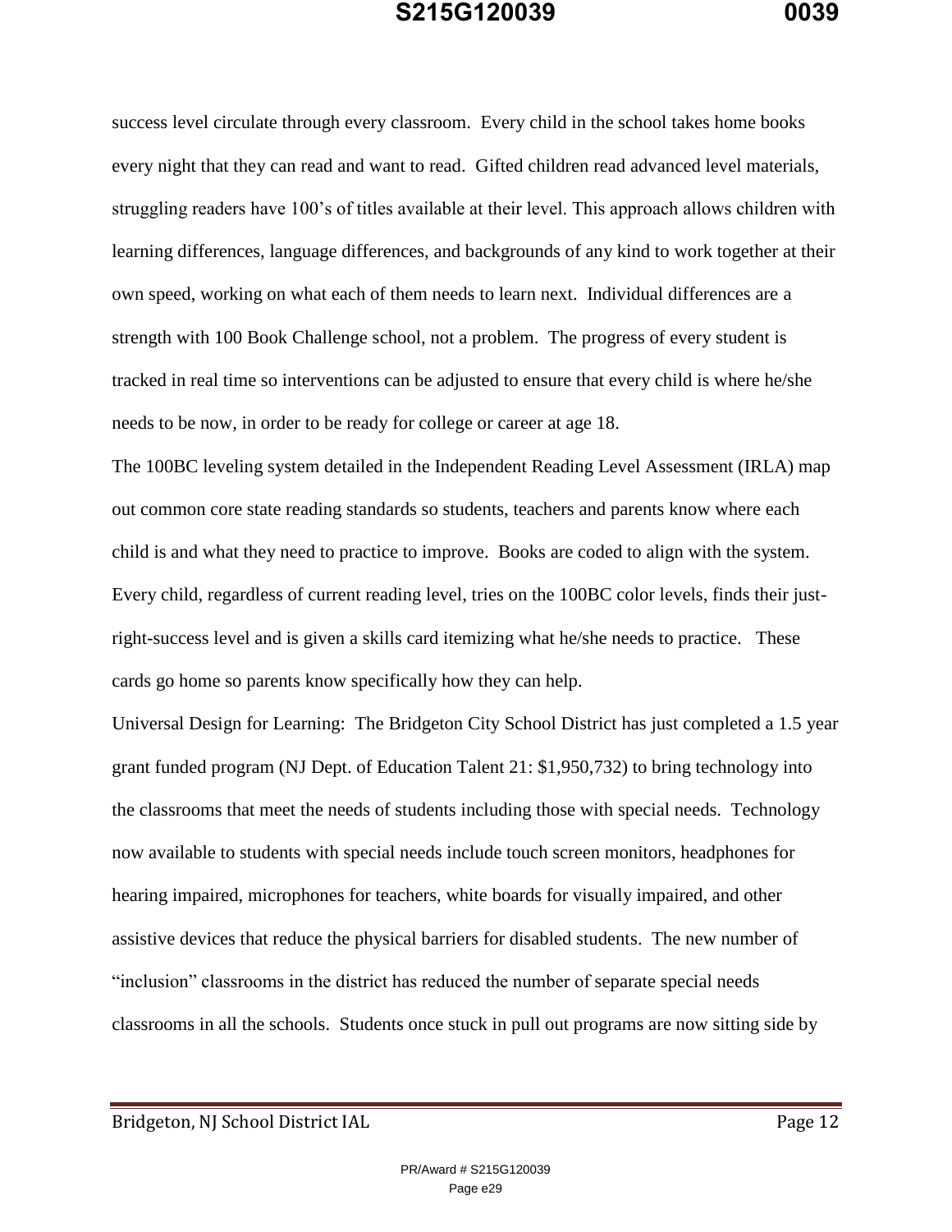success level circulate through every classroom. Every child in the school takes home books every night that they can read and want to read. Gifted children read advanced level materials, struggling readers have 100's of titles available at their level. This approach allows children with learning differences, language differences, and backgrounds of any kind to work together at their own speed, working on what each of them needs to learn next. Individual differences are a strength with 100 Book Challenge school, not a problem. The progress of every student is tracked in real time so interventions can be adjusted to ensure that every child is where he/she needs to be now, in order to be ready for college or career at age 18.

The 100BC leveling system detailed in the Independent Reading Level Assessment (IRLA) map out common core state reading standards so students, teachers and parents know where each child is and what they need to practice to improve. Books are coded to align with the system. Every child, regardless of current reading level, tries on the 100BC color levels, finds their just-right-success level and is given a skills card itemizing what he/she needs to practice. These cards go home so parents know specifically how they can help.

Universal Design for Learning: The Bridgeton City School District has just completed a 1.5 year grant funded program (NJ Dept. of Education Talent 21: $1,950,732) to bring technology into the classrooms that meet the needs of students including those with special needs. Technology now available to students with special needs include touch screen monitors, headphones for hearing impaired, microphones for teachers, white boards for visually impaired, and other assistive devices that reduce the physical barriers for disabled students. The new number of "inclusion" classrooms in the district has reduced the number of separate special needs classrooms in all the schools. Students once stuck in pull out programs are now sitting side by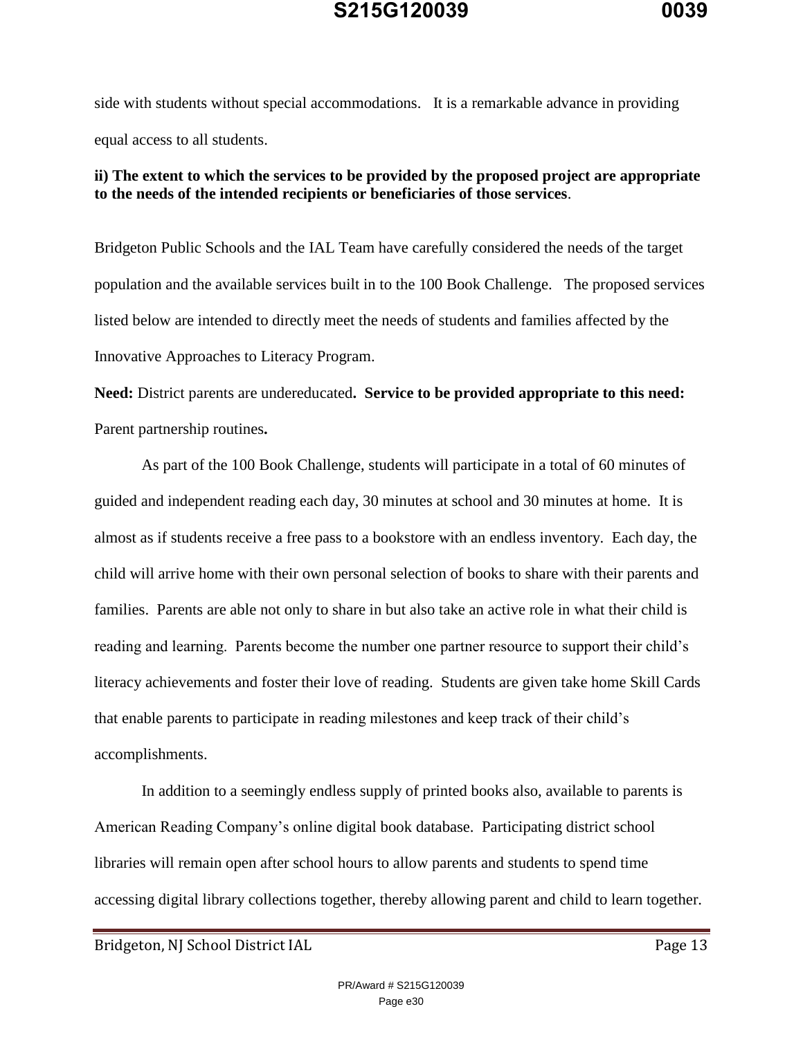side with students without special accommodations. It is a remarkable advance in providing equal access to all students.

**ii) The extent to which the services to be provided by the proposed project are appropriate to the needs of the intended recipients or beneficiaries of those services**.

Bridgeton Public Schools and the IAL Team have carefully considered the needs of the target population and the available services built in to the 100 Book Challenge. The proposed services listed below are intended to directly meet the needs of students and families affected by the Innovative Approaches to Literacy Program.

**Need:** District parents are undereducated**. Service to be provided appropriate to this need:** Parent partnership routines**.**

As part of the 100 Book Challenge, students will participate in a total of 60 minutes of guided and independent reading each day, 30 minutes at school and 30 minutes at home. It is almost as if students receive a free pass to a bookstore with an endless inventory. Each day, the child will arrive home with their own personal selection of books to share with their parents and families. Parents are able not only to share in but also take an active role in what their child is reading and learning. Parents become the number one partner resource to support their child's literacy achievements and foster their love of reading. Students are given take home Skill Cards that enable parents to participate in reading milestones and keep track of their child's accomplishments.

In addition to a seemingly endless supply of printed books also, available to parents is American Reading Company's online digital book database. Participating district school libraries will remain open after school hours to allow parents and students to spend time accessing digital library collections together, thereby allowing parent and child to learn together.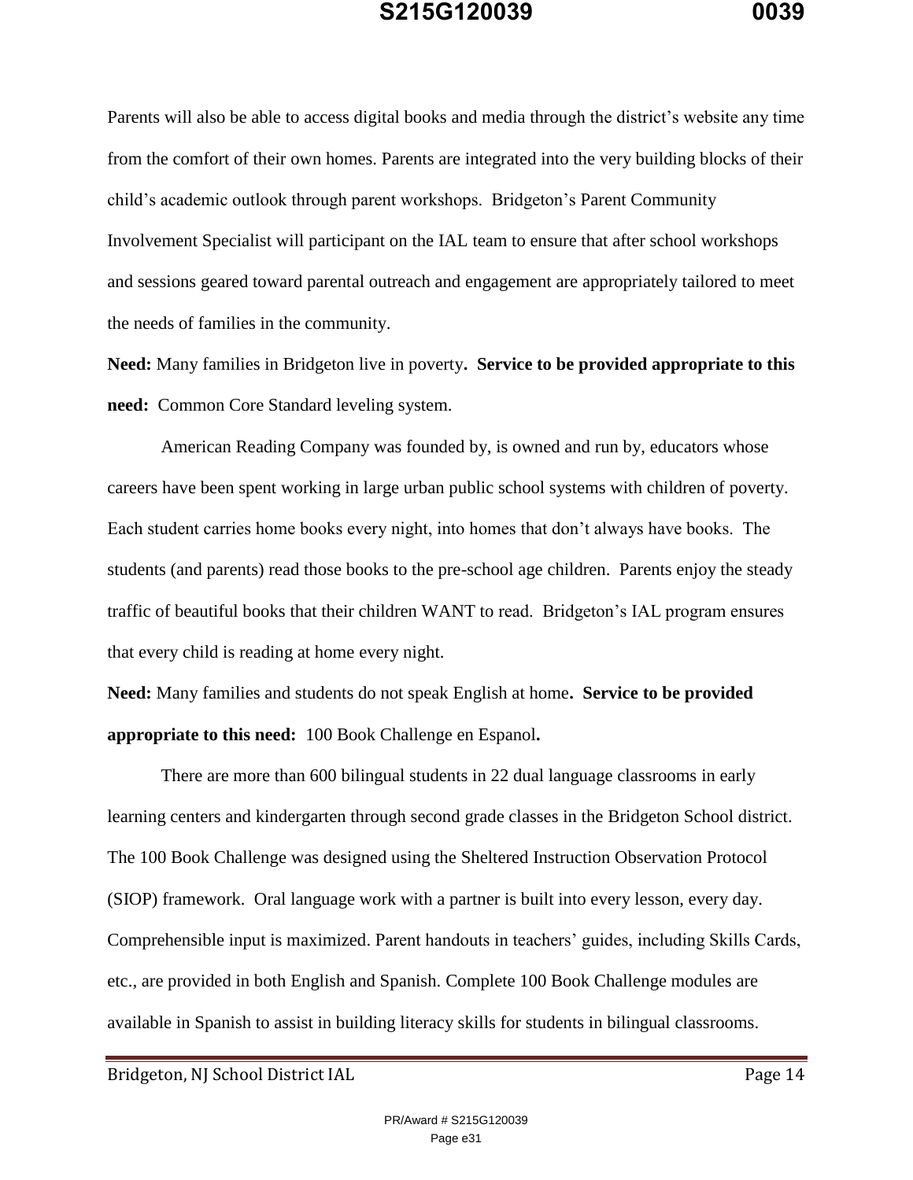Parents will also be able to access digital books and media through the district's website any time from the comfort of their own homes. Parents are integrated into the very building blocks of their child's academic outlook through parent workshops. Bridgeton's Parent Community Involvement Specialist will participant on the IAL team to ensure that after school workshops and sessions geared toward parental outreach and engagement are appropriately tailored to meet the needs of families in the community.

**Need:** Many families in Bridgeton live in poverty**. Service to be provided appropriate to this need:** Common Core Standard leveling system.

American Reading Company was founded by, is owned and run by, educators whose careers have been spent working in large urban public school systems with children of poverty. Each student carries home books every night, into homes that don't always have books. The students (and parents) read those books to the pre-school age children. Parents enjoy the steady traffic of beautiful books that their children WANT to read. Bridgeton's IAL program ensures that every child is reading at home every night.

**Need:** Many families and students do not speak English at home**. Service to be provided appropriate to this need:** 100 Book Challenge en Espanol**.**

There are more than 600 bilingual students in 22 dual language classrooms in early learning centers and kindergarten through second grade classes in the Bridgeton School district. The 100 Book Challenge was designed using the Sheltered Instruction Observation Protocol (SIOP) framework. Oral language work with a partner is built into every lesson, every day. Comprehensible input is maximized. Parent handouts in teachers' guides, including Skills Cards, etc., are provided in both English and Spanish. Complete 100 Book Challenge modules are available in Spanish to assist in building literacy skills for students in bilingual classrooms.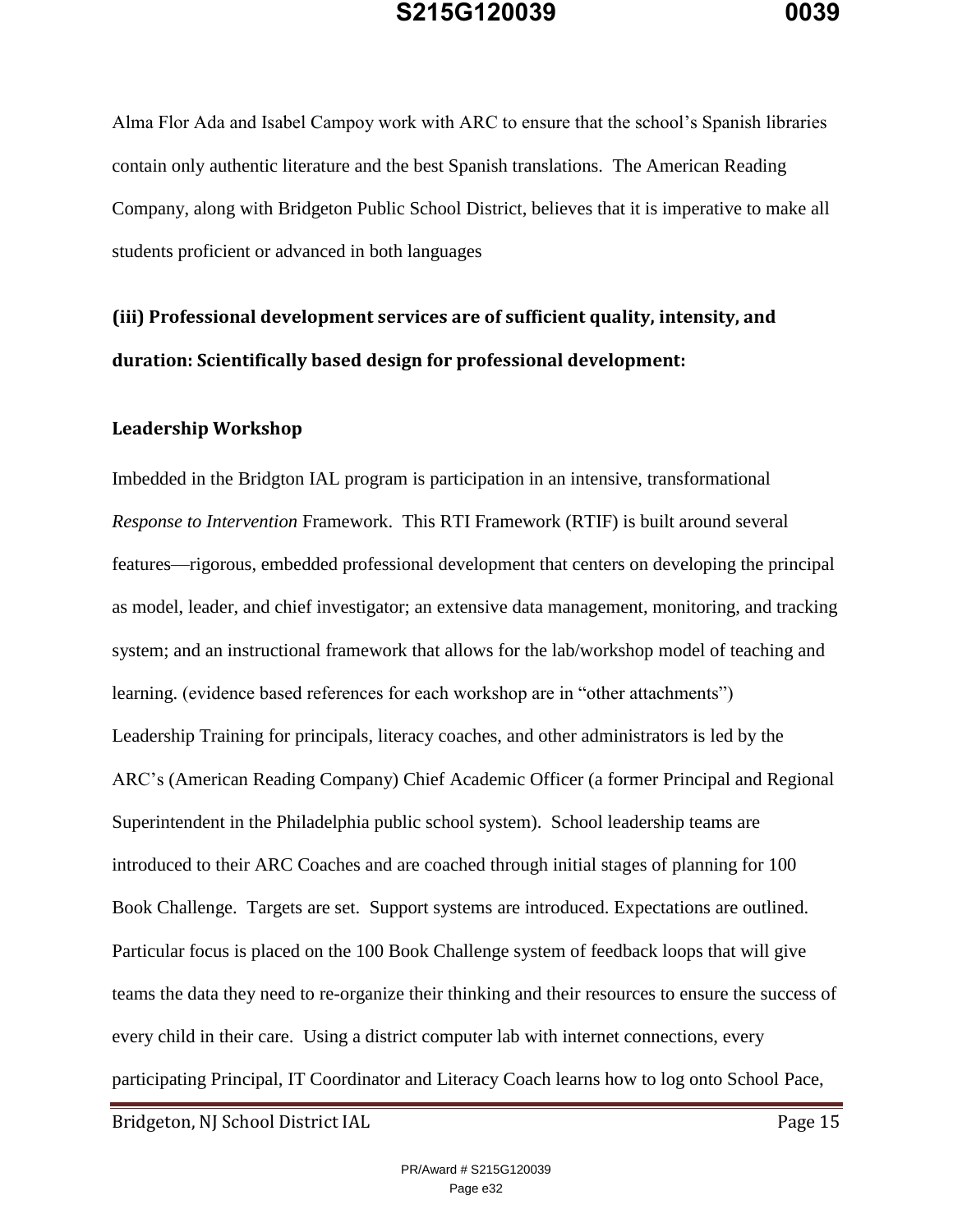Alma Flor Ada and Isabel Campoy work with ARC to ensure that the school's Spanish libraries contain only authentic literature and the best Spanish translations. The American Reading Company, along with Bridgeton Public School District, believes that it is imperative to make all students proficient or advanced in both languages

## (iii) Professional development services are of sufficient quality, intensity, and duration: Scientifically based design for professional development:

### Leadership Workshop

Imbedded in the Bridgton IAL program is participation in an intensive, transformational *Response to Intervention* Framework. This RTI Framework (RTIF) is built around several features—rigorous, embedded professional development that centers on developing the principal as model, leader, and chief investigator; an extensive data management, monitoring, and tracking system; and an instructional framework that allows for the lab/workshop model of teaching and learning. (evidence based references for each workshop are in "other attachments")

Leadership Training for principals, literacy coaches, and other administrators is led by the ARC's (American Reading Company) Chief Academic Officer (a former Principal and Regional Superintendent in the Philadelphia public school system). School leadership teams are introduced to their ARC Coaches and are coached through initial stages of planning for 100 Book Challenge. Targets are set. Support systems are introduced. Expectations are outlined. Particular focus is placed on the 100 Book Challenge system of feedback loops that will give teams the data they need to re-organize their thinking and their resources to ensure the success of every child in their care. Using a district computer lab with internet connections, every participating Principal, IT Coordinator and Literacy Coach learns how to log onto School Pace,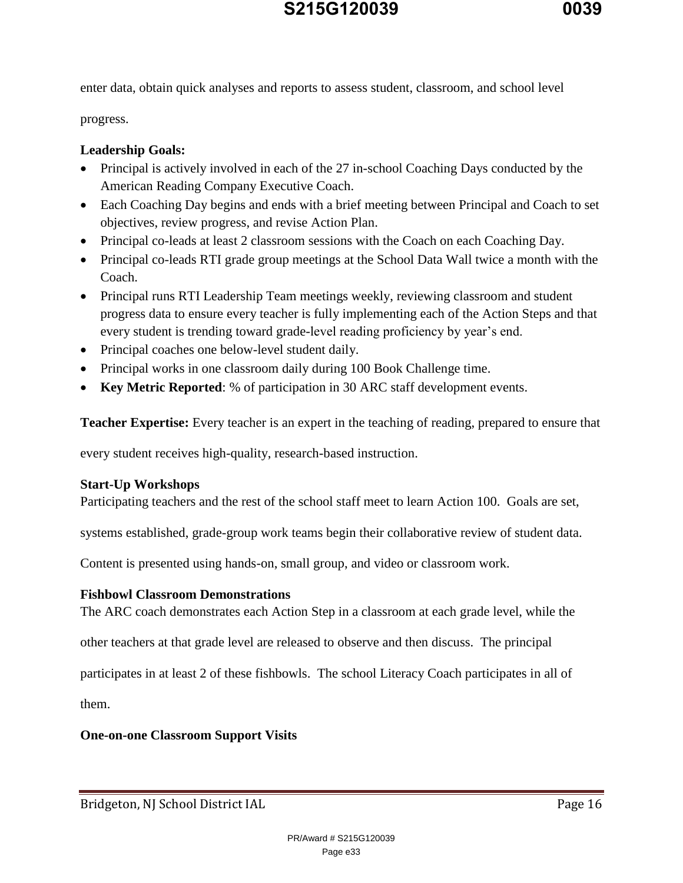enter data, obtain quick analyses and reports to assess student, classroom, and school level progress.

**Leadership Goals:**

- Principal is actively involved in each of the 27 in-school Coaching Days conducted by the American Reading Company Executive Coach.
- Each Coaching Day begins and ends with a brief meeting between Principal and Coach to set objectives, review progress, and revise Action Plan.
- Principal co-leads at least 2 classroom sessions with the Coach on each Coaching Day.
- Principal co-leads RTI grade group meetings at the School Data Wall twice a month with the Coach.
- Principal runs RTI Leadership Team meetings weekly, reviewing classroom and student progress data to ensure every teacher is fully implementing each of the Action Steps and that every student is trending toward grade-level reading proficiency by year's end.
- Principal coaches one below-level student daily.
- Principal works in one classroom daily during 100 Book Challenge time.
- **Key Metric Reported**: % of participation in 30 ARC staff development events.

**Teacher Expertise:** Every teacher is an expert in the teaching of reading, prepared to ensure that every student receives high-quality, research-based instruction.

**Start-Up Workshops**

Participating teachers and the rest of the school staff meet to learn Action 100. Goals are set, systems established, grade-group work teams begin their collaborative review of student data. Content is presented using hands-on, small group, and video or classroom work.

**Fishbowl Classroom Demonstrations**

The ARC coach demonstrates each Action Step in a classroom at each grade level, while the other teachers at that grade level are released to observe and then discuss. The principal participates in at least 2 of these fishbowls. The school Literacy Coach participates in all of them.

**One-on-one Classroom Support Visits**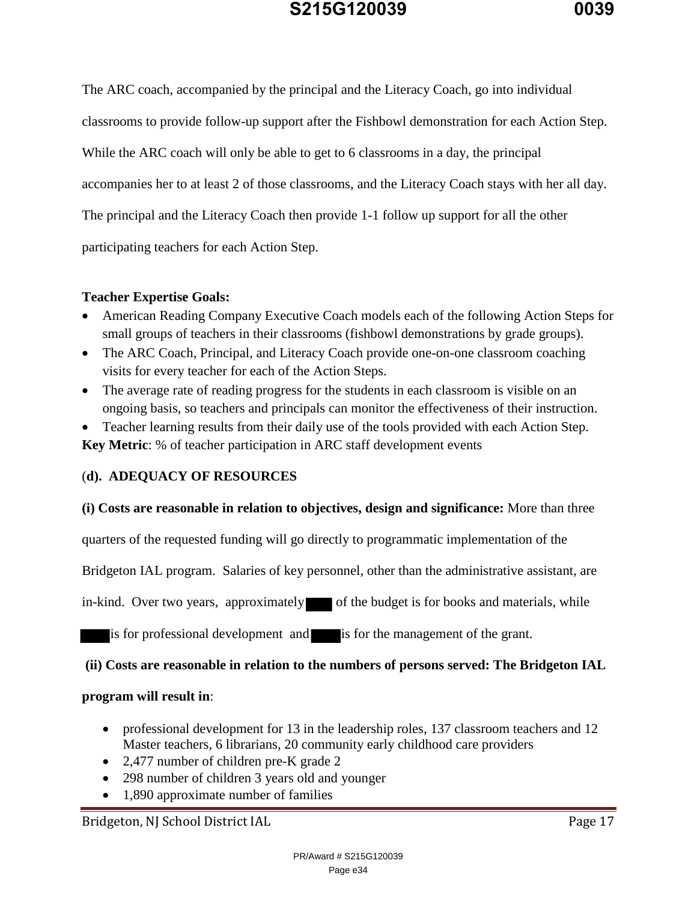The ARC coach, accompanied by the principal and the Literacy Coach, go into individual classrooms to provide follow-up support after the Fishbowl demonstration for each Action Step. While the ARC coach will only be able to get to 6 classrooms in a day, the principal accompanies her to at least 2 of those classrooms, and the Literacy Coach stays with her all day. The principal and the Literacy Coach then provide 1-1 follow up support for all the other participating teachers for each Action Step.

**Teacher Expertise Goals:**

- American Reading Company Executive Coach models each of the following Action Steps for small groups of teachers in their classrooms (fishbowl demonstrations by grade groups).
- The ARC Coach, Principal, and Literacy Coach provide one-on-one classroom coaching visits for every teacher for each of the Action Steps.
- The average rate of reading progress for the students in each classroom is visible on an ongoing basis, so teachers and principals can monitor the effectiveness of their instruction.
- Teacher learning results from their daily use of the tools provided with each Action Step.

**Key Metric**: % of teacher participation in ARC staff development events

**(d). ADEQUACY OF RESOURCES**

**(i) Costs are reasonable in relation to objectives, design and significance:** More than three quarters of the requested funding will go directly to programmatic implementation of the Bridgeton IAL program. Salaries of key personnel, other than the administrative assistant, are in-kind. Over two years, approximately ████ of the budget is for books and materials, while ████ is for professional development and ████ is for the management of the grant.

**(ii) Costs are reasonable in relation to the numbers of persons served: The Bridgeton IAL program will result in**:

- professional development for 13 in the leadership roles, 137 classroom teachers and 12 Master teachers, 6 librarians, 20 community early childhood care providers
- 2,477 number of children pre-K grade 2
- 298 number of children 3 years old and younger
- 1,890 approximate number of families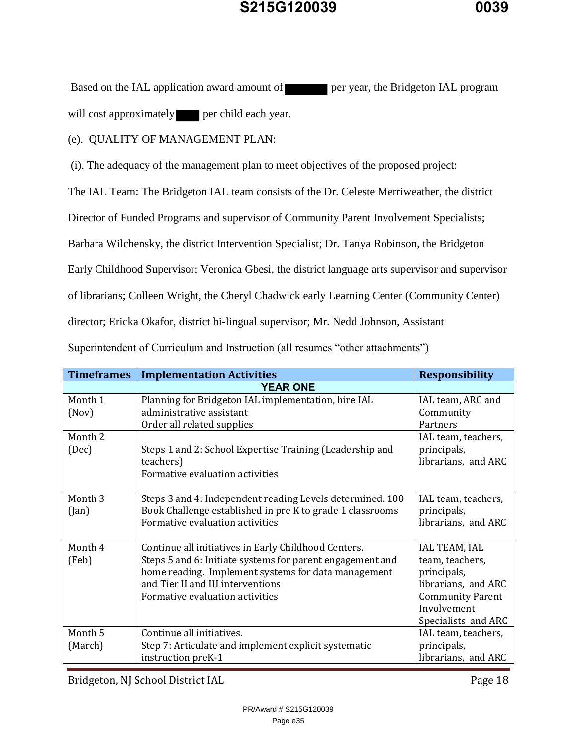Based on the IAL application award amount of ██████ per year, the Bridgeton IAL program will cost approximately ████ per child each year.

(e). QUALITY OF MANAGEMENT PLAN:

(i). The adequacy of the management plan to meet objectives of the proposed project:

The IAL Team: The Bridgeton IAL team consists of the Dr. Celeste Merriweather, the district Director of Funded Programs and supervisor of Community Parent Involvement Specialists; Barbara Wilchensky, the district Intervention Specialist; Dr. Tanya Robinson, the Bridgeton Early Childhood Supervisor; Veronica Gbesi, the district language arts supervisor and supervisor of librarians; Colleen Wright, the Cheryl Chadwick early Learning Center (Community Center) director; Ericka Okafor, district bi-lingual supervisor; Mr. Nedd Johnson, Assistant Superintendent of Curriculum and Instruction (all resumes "other attachments")

| Timeframes | Implementation Activities | Responsibility |
|---|---|---|
| **YEAR ONE** | | |
| Month 1 (Nov) | Planning for Bridgeton IAL implementation, hire IAL administrative assistant<br>Order all related supplies | IAL team, ARC and Community Partners |
| Month 2 (Dec) | Steps 1 and 2: School Expertise Training (Leadership and teachers)<br>Formative evaluation activities | IAL team, teachers, principals, librarians, and ARC |
| Month 3 (Jan) | Steps 3 and 4: Independent reading Levels determined. 100 Book Challenge established in pre K to grade 1 classrooms<br>Formative evaluation activities | IAL team, teachers, principals, librarians, and ARC |
| Month 4 (Feb) | Continue all initiatives in Early Childhood Centers.<br>Steps 5 and 6: Initiate systems for parent engagement and home reading. Implement systems for data management and Tier II and III interventions<br>Formative evaluation activities | IAL TEAM, IAL team, teachers, principals, librarians, and ARC Community Parent Involvement Specialists and ARC |
| Month 5 (March) | Continue all initiatives.<br>Step 7: Articulate and implement explicit systematic instruction preK-1 | IAL team, teachers, principals, librarians, and ARC |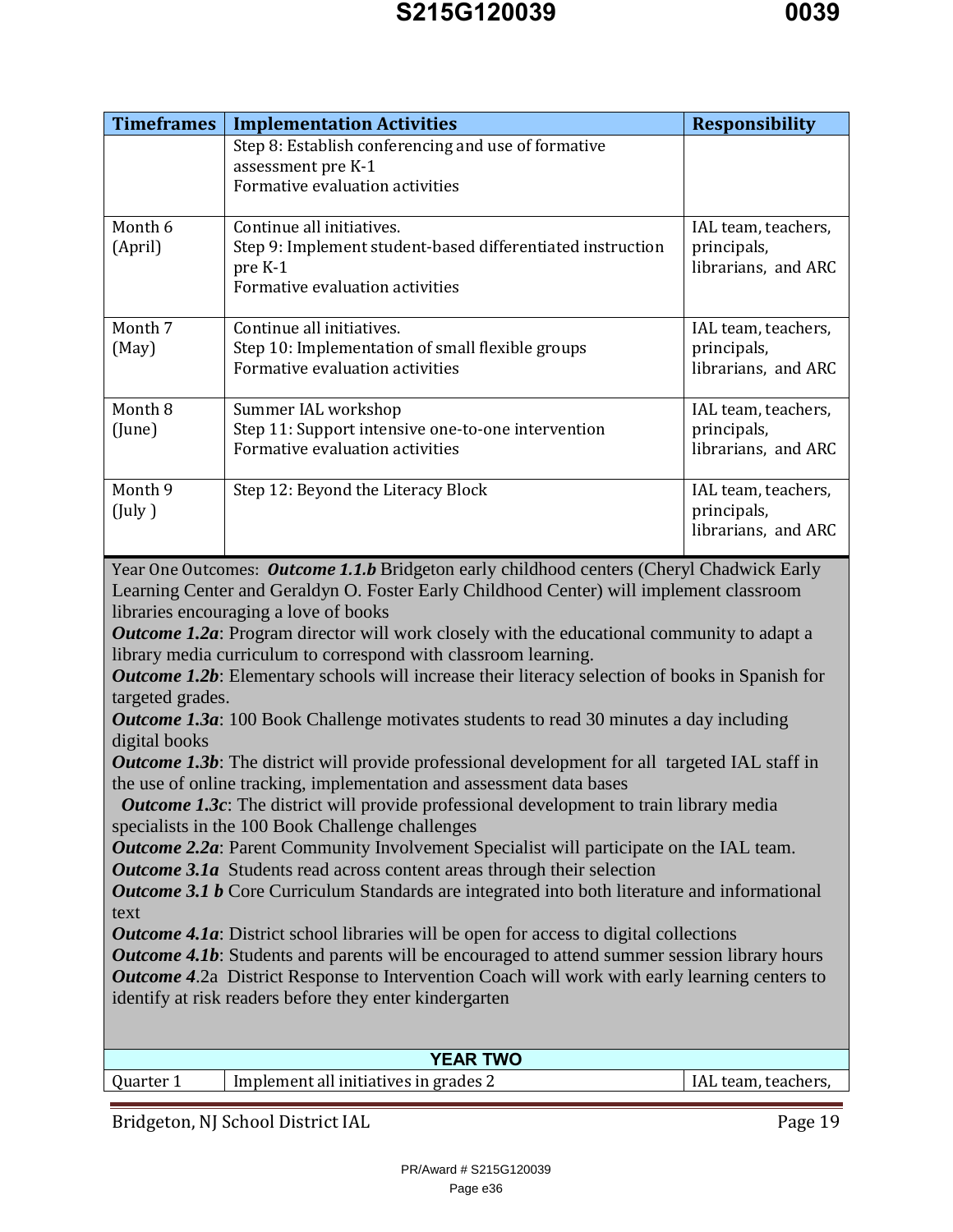| Timeframes | Implementation Activities | Responsibility |
|---|---|---|
| | Step 8: Establish conferencing and use of formative assessment pre K-1<br>Formative evaluation activities | |
| Month 6 (April) | Continue all initiatives.<br>Step 9: Implement student-based differentiated instruction pre K-1<br>Formative evaluation activities | IAL team, teachers, principals, librarians, and ARC |
| Month 7 (May) | Continue all initiatives.<br>Step 10: Implementation of small flexible groups<br>Formative evaluation activities | IAL team, teachers, principals, librarians, and ARC |
| Month 8 (June) | Summer IAL workshop<br>Step 11: Support intensive one-to-one intervention<br>Formative evaluation activities | IAL team, teachers, principals, librarians, and ARC |
| Month 9 (July ) | Step 12: Beyond the Literacy Block | IAL team, teachers, principals, librarians, and ARC |

Year One Outcomes: ***Outcome 1.1.b*** Bridgeton early childhood centers (Cheryl Chadwick Early Learning Center and Geraldyn O. Foster Early Childhood Center) will implement classroom libraries encouraging a love of books

***Outcome 1.2a***: Program director will work closely with the educational community to adapt a library media curriculum to correspond with classroom learning.

***Outcome 1.2b***: Elementary schools will increase their literacy selection of books in Spanish for targeted grades.

***Outcome 1.3a***: 100 Book Challenge motivates students to read 30 minutes a day including digital books

***Outcome 1.3b***: The district will provide professional development for all targeted IAL staff in the use of online tracking, implementation and assessment data bases

***Outcome 1.3c***: The district will provide professional development to train library media specialists in the 100 Book Challenge challenges

***Outcome 2.2a***: Parent Community Involvement Specialist will participate on the IAL team.

***Outcome 3.1a*** Students read across content areas through their selection

***Outcome 3.1 b*** Core Curriculum Standards are integrated into both literature and informational text

***Outcome 4.1a***: District school libraries will be open for access to digital collections

***Outcome 4.1b***: Students and parents will be encouraged to attend summer session library hours

***Outcome 4***.2a District Response to Intervention Coach will work with early learning centers to identify at risk readers before they enter kindergarten

| YEAR TWO | | |
|---|---|---|
| Quarter 1 | Implement all initiatives in grades 2 | IAL team, teachers, |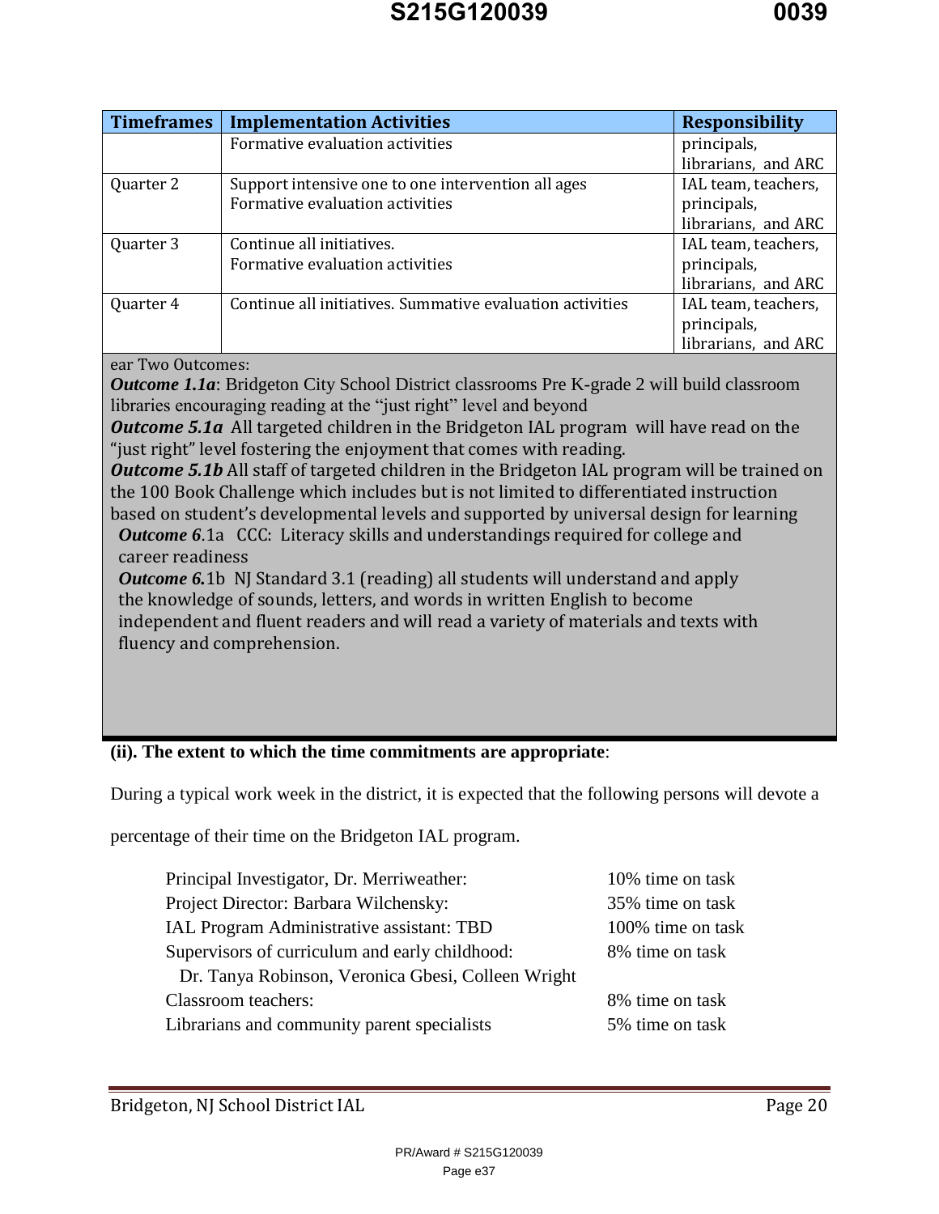| Timeframes | Implementation Activities | Responsibility |
|---|---|---|
| | Formative evaluation activities | principals, librarians, and ARC |
| Quarter 2 | Support intensive one to one intervention all ages<br>Formative evaluation activities | IAL team, teachers, principals, librarians, and ARC |
| Quarter 3 | Continue all initiatives.<br>Formative evaluation activities | IAL team, teachers, principals, librarians, and ARC |
| Quarter 4 | Continue all initiatives. Summative evaluation activities | IAL team, teachers, principals, librarians, and ARC |

ear Two Outcomes:

***Outcome 1.1a***: Bridgeton City School District classrooms Pre K-grade 2 will build classroom libraries encouraging reading at the "just right" level and beyond

***Outcome 5.1a*** All targeted children in the Bridgeton IAL program will have read on the "just right" level fostering the enjoyment that comes with reading.

***Outcome 5.1b*** All staff of targeted children in the Bridgeton IAL program will be trained on the 100 Book Challenge which includes but is not limited to differentiated instruction based on student's developmental levels and supported by universal design for learning

***Outcome 6***.1a CCC: Literacy skills and understandings required for college and career readiness

***Outcome 6.***1b NJ Standard 3.1 (reading) all students will understand and apply the knowledge of sounds, letters, and words in written English to become independent and fluent readers and will read a variety of materials and texts with fluency and comprehension.

**(ii). The extent to which the time commitments are appropriate**:

During a typical work week in the district, it is expected that the following persons will devote a percentage of their time on the Bridgeton IAL program.

| | |
|---|---|
| Principal Investigator, Dr. Merriweather: | 10% time on task |
| Project Director: Barbara Wilchensky: | 35% time on task |
| IAL Program Administrative assistant: TBD | 100% time on task |
| Supervisors of curriculum and early childhood: Dr. Tanya Robinson, Veronica Gbesi, Colleen Wright | 8% time on task |
| Classroom teachers: | 8% time on task |
| Librarians and community parent specialists | 5% time on task |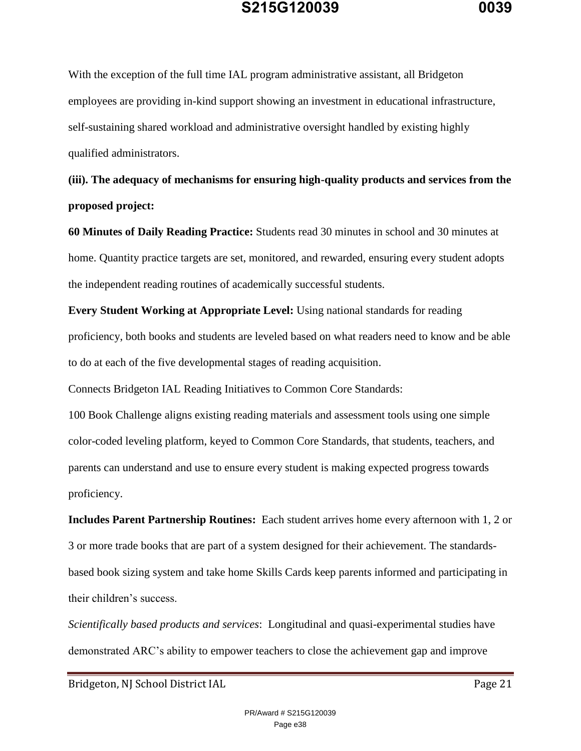With the exception of the full time IAL program administrative assistant, all Bridgeton employees are providing in-kind support showing an investment in educational infrastructure, self-sustaining shared workload and administrative oversight handled by existing highly qualified administrators.

**(iii). The adequacy of mechanisms for ensuring high-quality products and services from the proposed project:**

**60 Minutes of Daily Reading Practice:** Students read 30 minutes in school and 30 minutes at home. Quantity practice targets are set, monitored, and rewarded, ensuring every student adopts the independent reading routines of academically successful students.

**Every Student Working at Appropriate Level:** Using national standards for reading proficiency, both books and students are leveled based on what readers need to know and be able to do at each of the five developmental stages of reading acquisition.

Connects Bridgeton IAL Reading Initiatives to Common Core Standards:

100 Book Challenge aligns existing reading materials and assessment tools using one simple color-coded leveling platform, keyed to Common Core Standards, that students, teachers, and parents can understand and use to ensure every student is making expected progress towards proficiency.

**Includes Parent Partnership Routines:** Each student arrives home every afternoon with 1, 2 or 3 or more trade books that are part of a system designed for their achievement. The standards-based book sizing system and take home Skills Cards keep parents informed and participating in their children's success.

*Scientifically based products and services*: Longitudinal and quasi-experimental studies have demonstrated ARC's ability to empower teachers to close the achievement gap and improve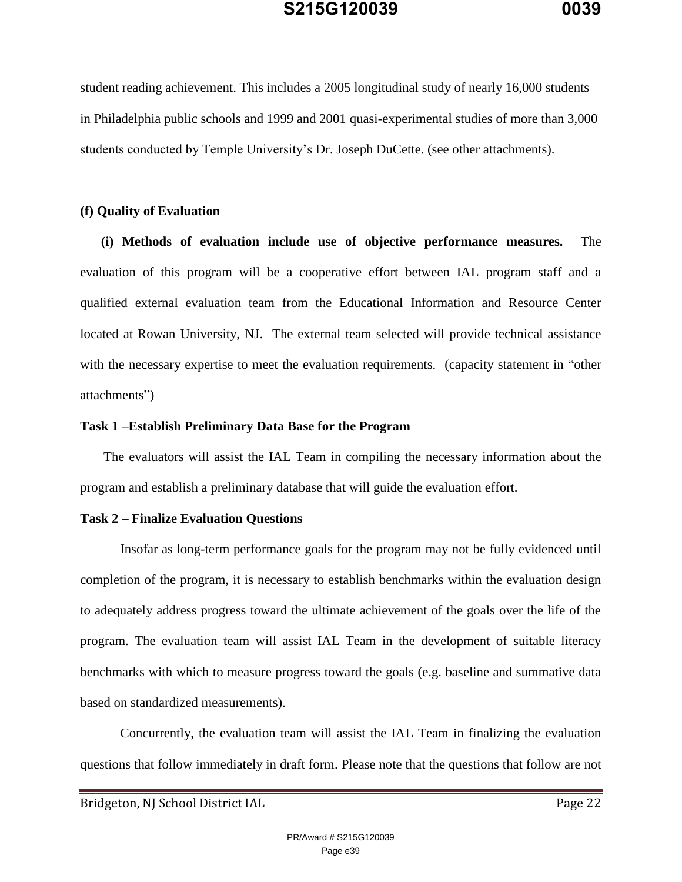student reading achievement. This includes a 2005 longitudinal study of nearly 16,000 students in Philadelphia public schools and 1999 and 2001 quasi-experimental studies of more than 3,000 students conducted by Temple University's Dr. Joseph DuCette. (see other attachments).

**(f) Quality of Evaluation**

**(i) Methods of evaluation include use of objective performance measures.** The evaluation of this program will be a cooperative effort between IAL program staff and a qualified external evaluation team from the Educational Information and Resource Center located at Rowan University, NJ. The external team selected will provide technical assistance with the necessary expertise to meet the evaluation requirements. (capacity statement in "other attachments")

**Task 1 –Establish Preliminary Data Base for the Program**

The evaluators will assist the IAL Team in compiling the necessary information about the program and establish a preliminary database that will guide the evaluation effort.

**Task 2 – Finalize Evaluation Questions**

Insofar as long-term performance goals for the program may not be fully evidenced until completion of the program, it is necessary to establish benchmarks within the evaluation design to adequately address progress toward the ultimate achievement of the goals over the life of the program. The evaluation team will assist IAL Team in the development of suitable literacy benchmarks with which to measure progress toward the goals (e.g. baseline and summative data based on standardized measurements).

Concurrently, the evaluation team will assist the IAL Team in finalizing the evaluation questions that follow immediately in draft form. Please note that the questions that follow are not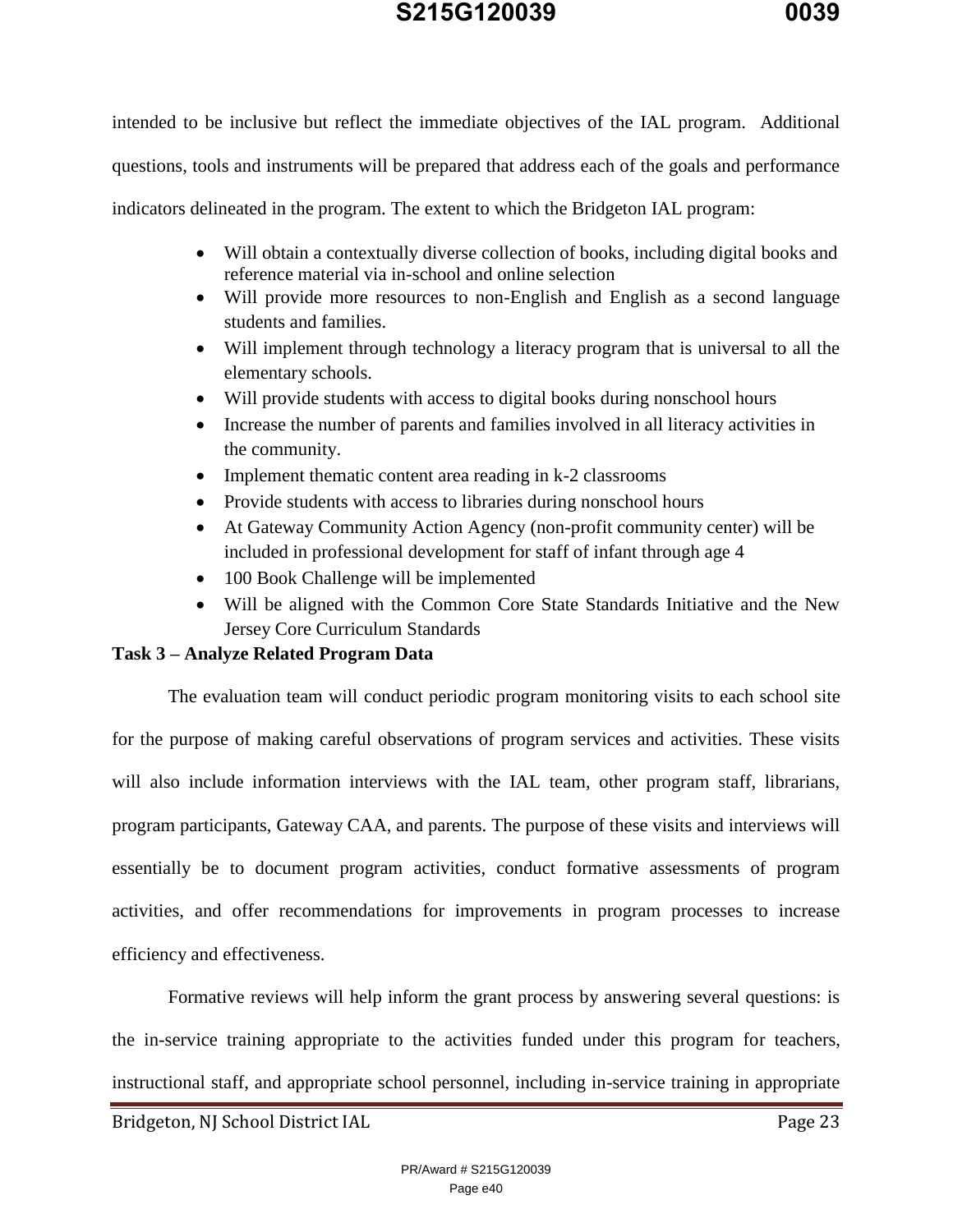intended to be inclusive but reflect the immediate objectives of the IAL program. Additional questions, tools and instruments will be prepared that address each of the goals and performance indicators delineated in the program. The extent to which the Bridgeton IAL program:

- Will obtain a contextually diverse collection of books, including digital books and reference material via in-school and online selection
- Will provide more resources to non-English and English as a second language students and families.
- Will implement through technology a literacy program that is universal to all the elementary schools.
- Will provide students with access to digital books during nonschool hours
- Increase the number of parents and families involved in all literacy activities in the community.
- Implement thematic content area reading in k-2 classrooms
- Provide students with access to libraries during nonschool hours
- At Gateway Community Action Agency (non-profit community center) will be included in professional development for staff of infant through age 4
- 100 Book Challenge will be implemented
- Will be aligned with the Common Core State Standards Initiative and the New Jersey Core Curriculum Standards

**Task 3 – Analyze Related Program Data**

The evaluation team will conduct periodic program monitoring visits to each school site for the purpose of making careful observations of program services and activities. These visits will also include information interviews with the IAL team, other program staff, librarians, program participants, Gateway CAA, and parents. The purpose of these visits and interviews will essentially be to document program activities, conduct formative assessments of program activities, and offer recommendations for improvements in program processes to increase efficiency and effectiveness.

Formative reviews will help inform the grant process by answering several questions: is the in-service training appropriate to the activities funded under this program for teachers, instructional staff, and appropriate school personnel, including in-service training in appropriate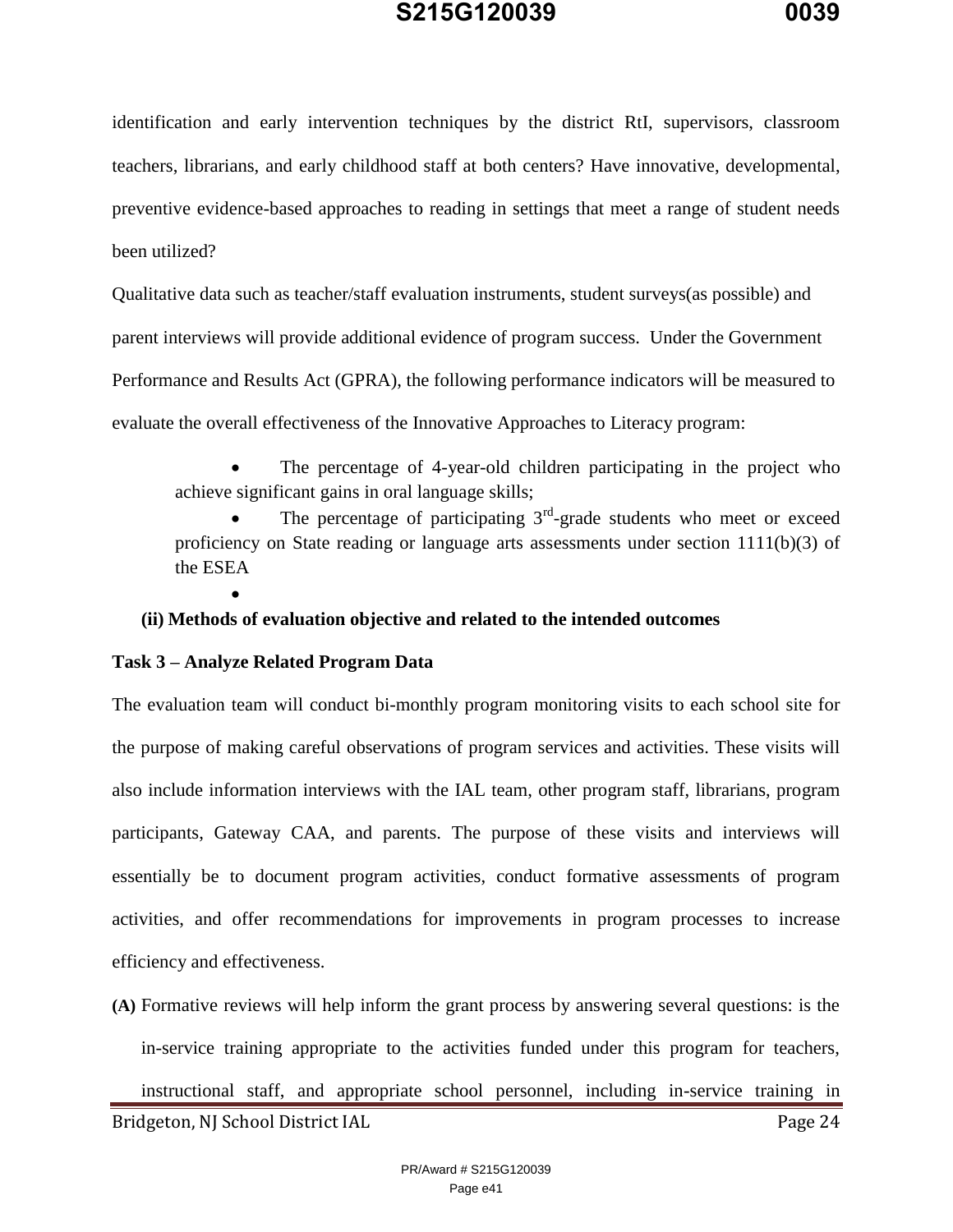identification and early intervention techniques by the district RtI, supervisors, classroom teachers, librarians, and early childhood staff at both centers? Have innovative, developmental, preventive evidence-based approaches to reading in settings that meet a range of student needs been utilized?

Qualitative data such as teacher/staff evaluation instruments, student surveys(as possible) and parent interviews will provide additional evidence of program success. Under the Government Performance and Results Act (GPRA), the following performance indicators will be measured to evaluate the overall effectiveness of the Innovative Approaches to Literacy program:

- The percentage of 4-year-old children participating in the project who achieve significant gains in oral language skills;
- The percentage of participating 3rd-grade students who meet or exceed proficiency on State reading or language arts assessments under section 1111(b)(3) of the ESEA
-

**(ii) Methods of evaluation objective and related to the intended outcomes**

**Task 3 – Analyze Related Program Data**

The evaluation team will conduct bi-monthly program monitoring visits to each school site for the purpose of making careful observations of program services and activities. These visits will also include information interviews with the IAL team, other program staff, librarians, program participants, Gateway CAA, and parents. The purpose of these visits and interviews will essentially be to document program activities, conduct formative assessments of program activities, and offer recommendations for improvements in program processes to increase efficiency and effectiveness.

**(A)** Formative reviews will help inform the grant process by answering several questions: is the in-service training appropriate to the activities funded under this program for teachers, instructional staff, and appropriate school personnel, including in-service training in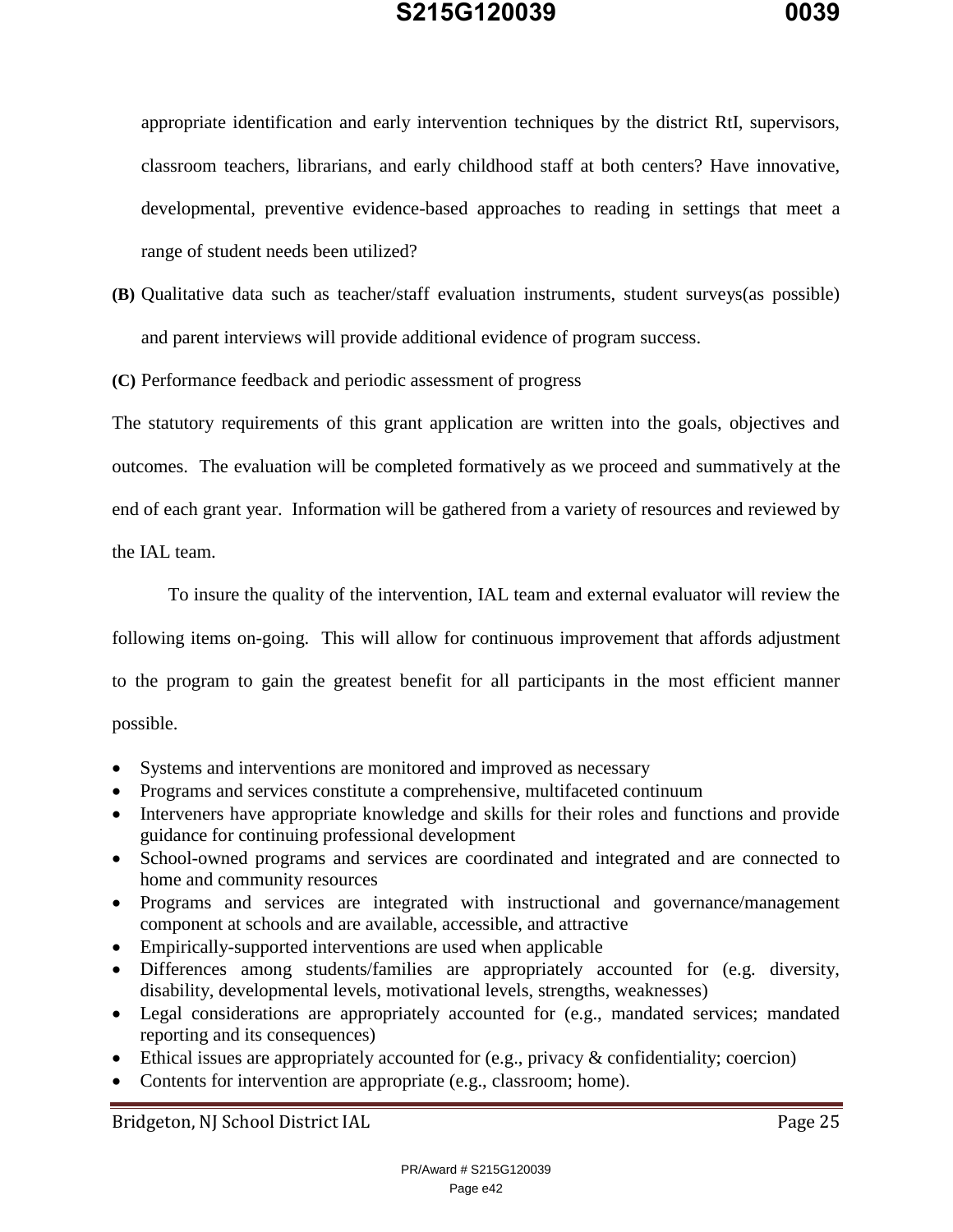appropriate identification and early intervention techniques by the district RtI, supervisors, classroom teachers, librarians, and early childhood staff at both centers? Have innovative, developmental, preventive evidence-based approaches to reading in settings that meet a range of student needs been utilized?

**(B)** Qualitative data such as teacher/staff evaluation instruments, student surveys(as possible) and parent interviews will provide additional evidence of program success.

**(C)** Performance feedback and periodic assessment of progress

The statutory requirements of this grant application are written into the goals, objectives and outcomes. The evaluation will be completed formatively as we proceed and summatively at the end of each grant year. Information will be gathered from a variety of resources and reviewed by the IAL team.

To insure the quality of the intervention, IAL team and external evaluator will review the following items on-going. This will allow for continuous improvement that affords adjustment to the program to gain the greatest benefit for all participants in the most efficient manner possible.

- Systems and interventions are monitored and improved as necessary
- Programs and services constitute a comprehensive, multifaceted continuum
- Interveners have appropriate knowledge and skills for their roles and functions and provide guidance for continuing professional development
- School-owned programs and services are coordinated and integrated and are connected to home and community resources
- Programs and services are integrated with instructional and governance/management component at schools and are available, accessible, and attractive
- Empirically-supported interventions are used when applicable
- Differences among students/families are appropriately accounted for (e.g. diversity, disability, developmental levels, motivational levels, strengths, weaknesses)
- Legal considerations are appropriately accounted for (e.g., mandated services; mandated reporting and its consequences)
- Ethical issues are appropriately accounted for (e.g., privacy & confidentiality; coercion)
- Contents for intervention are appropriate (e.g., classroom; home).